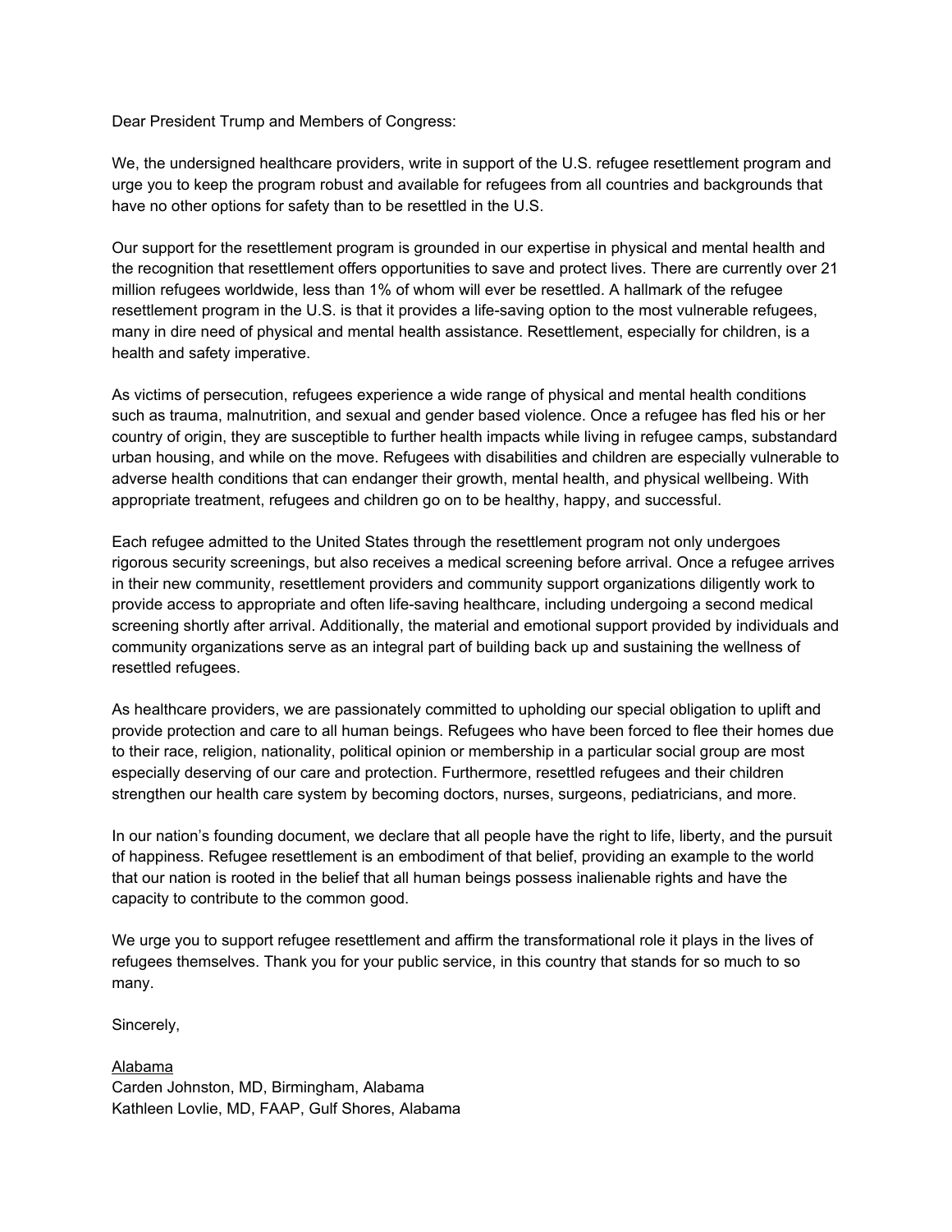Dear President Trump and Members of Congress:

We, the undersigned healthcare providers, write in support of the U.S. refugee resettlement program and urge you to keep the program robust and available for refugees from all countries and backgrounds that have no other options for safety than to be resettled in the U.S.

Our support for the resettlement program is grounded in our expertise in physical and mental health and the recognition that resettlement offers opportunities to save and protect lives. There are currently over 21 million refugees worldwide, less than 1% of whom will ever be resettled. A hallmark of the refugee resettlement program in the U.S. is that it provides a life-saving option to the most vulnerable refugees, many in dire need of physical and mental health assistance. Resettlement, especially for children, is a health and safety imperative.

As victims of persecution, refugees experience a wide range of physical and mental health conditions such as trauma, malnutrition, and sexual and gender based violence. Once a refugee has fled his or her country of origin, they are susceptible to further health impacts while living in refugee camps, substandard urban housing, and while on the move. Refugees with disabilities and children are especially vulnerable to adverse health conditions that can endanger their growth, mental health, and physical wellbeing. With appropriate treatment, refugees and children go on to be healthy, happy, and successful.

Each refugee admitted to the United States through the resettlement program not only undergoes rigorous security screenings, but also receives a medical screening before arrival. Once a refugee arrives in their new community, resettlement providers and community support organizations diligently work to provide access to appropriate and often life-saving healthcare, including undergoing a second medical screening shortly after arrival. Additionally, the material and emotional support provided by individuals and community organizations serve as an integral part of building back up and sustaining the wellness of resettled refugees.

As healthcare providers, we are passionately committed to upholding our special obligation to uplift and provide protection and care to all human beings. Refugees who have been forced to flee their homes due to their race, religion, nationality, political opinion or membership in a particular social group are most especially deserving of our care and protection. Furthermore, resettled refugees and their children strengthen our health care system by becoming doctors, nurses, surgeons, pediatricians, and more.

In our nation's founding document, we declare that all people have the right to life, liberty, and the pursuit of happiness. Refugee resettlement is an embodiment of that belief, providing an example to the world that our nation is rooted in the belief that all human beings possess inalienable rights and have the capacity to contribute to the common good.

We urge you to support refugee resettlement and affirm the transformational role it plays in the lives of refugees themselves. Thank you for your public service, in this country that stands for so much to so many.

Sincerely,

<u>Alabama</u>
Carden Johnston, MD, Birmingham, Alabama
Kathleen Lovlie, MD, FAAP, Gulf Shores, Alabama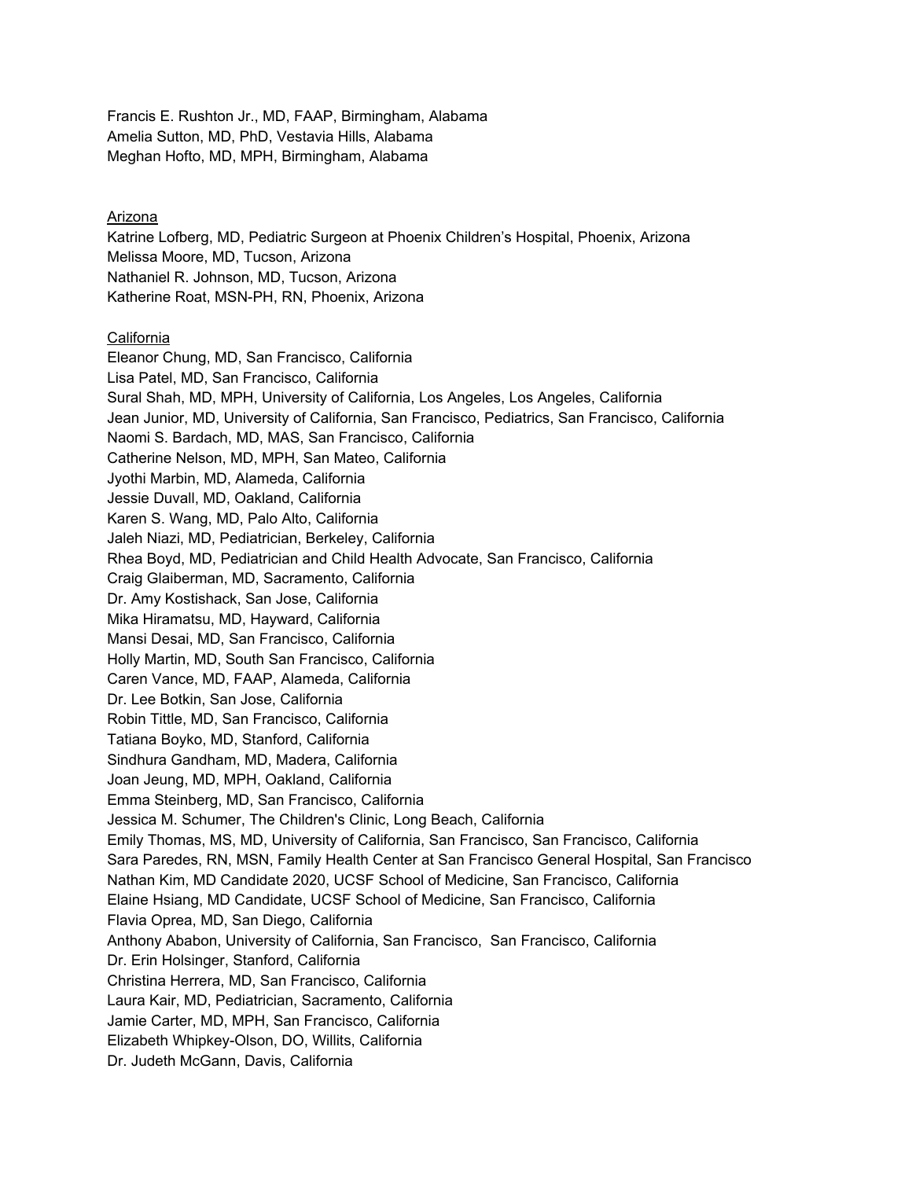Francis E. Rushton Jr., MD, FAAP, Birmingham, Alabama
Amelia Sutton, MD, PhD, Vestavia Hills, Alabama
Meghan Hofto, MD, MPH, Birmingham, Alabama

<u>Arizona</u>
Katrine Lofberg, MD, Pediatric Surgeon at Phoenix Children's Hospital, Phoenix, Arizona
Melissa Moore, MD, Tucson, Arizona
Nathaniel R. Johnson, MD, Tucson, Arizona
Katherine Roat, MSN-PH, RN, Phoenix, Arizona

<u>California</u>
Eleanor Chung, MD, San Francisco, California
Lisa Patel, MD, San Francisco, California
Sural Shah, MD, MPH, University of California, Los Angeles, Los Angeles, California
Jean Junior, MD, University of California, San Francisco, Pediatrics, San Francisco, California
Naomi S. Bardach, MD, MAS, San Francisco, California
Catherine Nelson, MD, MPH, San Mateo, California
Jyothi Marbin, MD, Alameda, California
Jessie Duvall, MD, Oakland, California
Karen S. Wang, MD, Palo Alto, California
Jaleh Niazi, MD, Pediatrician, Berkeley, California
Rhea Boyd, MD, Pediatrician and Child Health Advocate, San Francisco, California
Craig Glaiberman, MD, Sacramento, California
Dr. Amy Kostishack, San Jose, California
Mika Hiramatsu, MD, Hayward, California
Mansi Desai, MD, San Francisco, California
Holly Martin, MD, South San Francisco, California
Caren Vance, MD, FAAP, Alameda, California
Dr. Lee Botkin, San Jose, California
Robin Tittle, MD, San Francisco, California
Tatiana Boyko, MD, Stanford, California
Sindhura Gandham, MD, Madera, California
Joan Jeung, MD, MPH, Oakland, California
Emma Steinberg, MD, San Francisco, California
Jessica M. Schumer, The Children's Clinic, Long Beach, California
Emily Thomas, MS, MD, University of California, San Francisco, San Francisco, California
Sara Paredes, RN, MSN, Family Health Center at San Francisco General Hospital, San Francisco
Nathan Kim, MD Candidate 2020, UCSF School of Medicine, San Francisco, California
Elaine Hsiang, MD Candidate, UCSF School of Medicine, San Francisco, California
Flavia Oprea, MD, San Diego, California
Anthony Ababon, University of California, San Francisco, San Francisco, California
Dr. Erin Holsinger, Stanford, California
Christina Herrera, MD, San Francisco, California
Laura Kair, MD, Pediatrician, Sacramento, California
Jamie Carter, MD, MPH, San Francisco, California
Elizabeth Whipkey-Olson, DO, Willits, California
Dr. Judeth McGann, Davis, California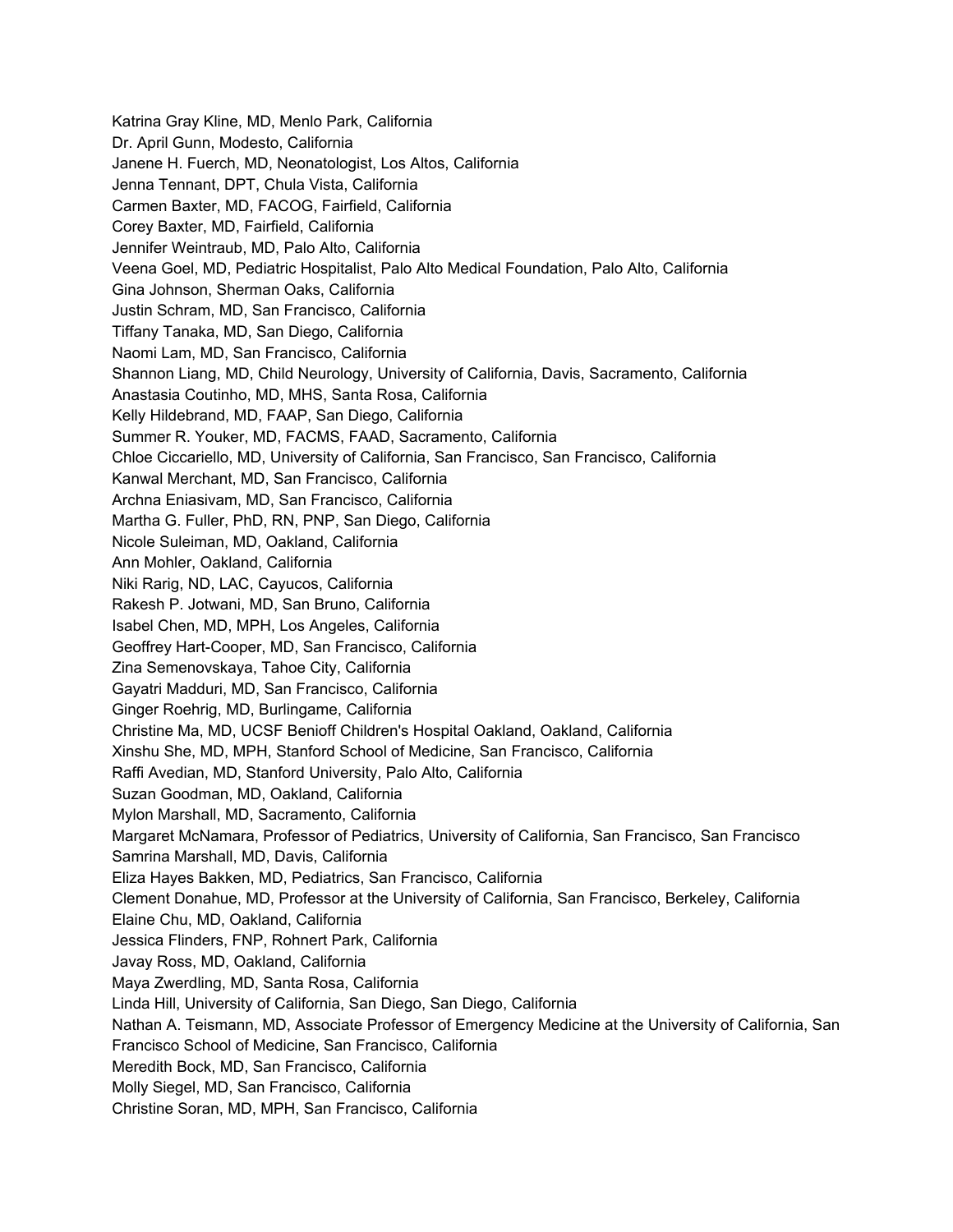Katrina Gray Kline, MD, Menlo Park, California
Dr. April Gunn, Modesto, California
Janene H. Fuerch, MD, Neonatologist, Los Altos, California
Jenna Tennant, DPT, Chula Vista, California
Carmen Baxter, MD, FACOG, Fairfield, California
Corey Baxter, MD, Fairfield, California
Jennifer Weintraub, MD, Palo Alto, California
Veena Goel, MD, Pediatric Hospitalist, Palo Alto Medical Foundation, Palo Alto, California
Gina Johnson, Sherman Oaks, California
Justin Schram, MD, San Francisco, California
Tiffany Tanaka, MD, San Diego, California
Naomi Lam, MD, San Francisco, California
Shannon Liang, MD, Child Neurology, University of California, Davis, Sacramento, California
Anastasia Coutinho, MD, MHS, Santa Rosa, California
Kelly Hildebrand, MD, FAAP, San Diego, California
Summer R. Youker, MD, FACMS, FAAD, Sacramento, California
Chloe Ciccariello, MD, University of California, San Francisco, San Francisco, California
Kanwal Merchant, MD, San Francisco, California
Archna Eniasivam, MD, San Francisco, California
Martha G. Fuller, PhD, RN, PNP, San Diego, California
Nicole Suleiman, MD, Oakland, California
Ann Mohler, Oakland, California
Niki Rarig, ND, LAC, Cayucos, California
Rakesh P. Jotwani, MD, San Bruno, California
Isabel Chen, MD, MPH, Los Angeles, California
Geoffrey Hart-Cooper, MD, San Francisco, California
Zina Semenovskaya, Tahoe City, California
Gayatri Madduri, MD, San Francisco, California
Ginger Roehrig, MD, Burlingame, California
Christine Ma, MD, UCSF Benioff Children's Hospital Oakland, Oakland, California
Xinshu She, MD, MPH, Stanford School of Medicine, San Francisco, California
Raffi Avedian, MD, Stanford University, Palo Alto, California
Suzan Goodman, MD, Oakland, California
Mylon Marshall, MD, Sacramento, California
Margaret McNamara, Professor of Pediatrics, University of California, San Francisco, San Francisco
Samrina Marshall, MD, Davis, California
Eliza Hayes Bakken, MD, Pediatrics, San Francisco, California
Clement Donahue, MD, Professor at the University of California, San Francisco, Berkeley, California
Elaine Chu, MD, Oakland, California
Jessica Flinders, FNP, Rohnert Park, California
Javay Ross, MD, Oakland, California
Maya Zwerdling, MD, Santa Rosa, California
Linda Hill, University of California, San Diego, San Diego, California
Nathan A. Teismann, MD, Associate Professor of Emergency Medicine at the University of California, San Francisco School of Medicine, San Francisco, California
Meredith Bock, MD, San Francisco, California
Molly Siegel, MD, San Francisco, California
Christine Soran, MD, MPH, San Francisco, California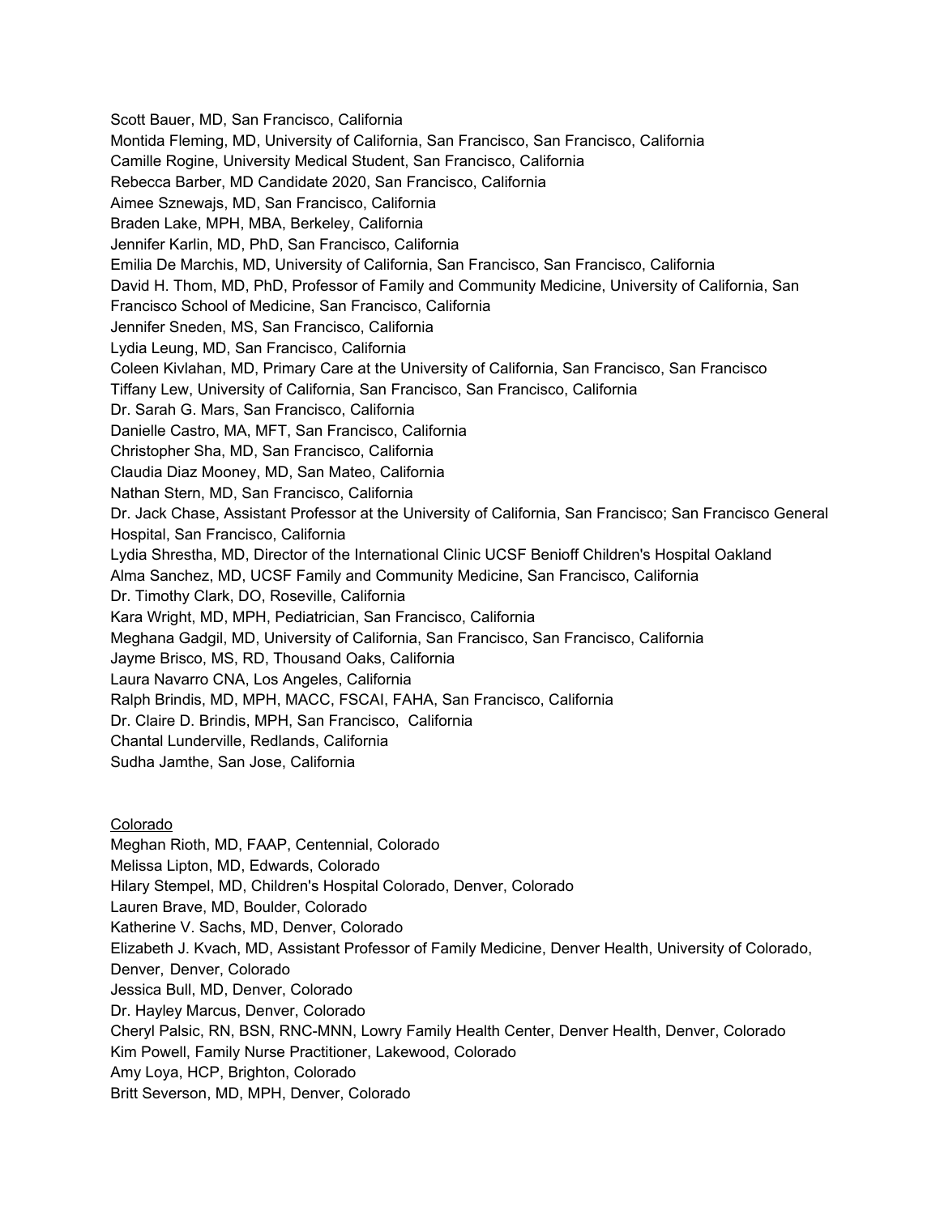Scott Bauer, MD, San Francisco, California
Montida Fleming, MD, University of California, San Francisco, San Francisco, California
Camille Rogine, University Medical Student, San Francisco, California
Rebecca Barber, MD Candidate 2020, San Francisco, California
Aimee Sznewajs, MD, San Francisco, California
Braden Lake, MPH, MBA, Berkeley, California
Jennifer Karlin, MD, PhD, San Francisco, California
Emilia De Marchis, MD, University of California, San Francisco, San Francisco, California
David H. Thom, MD, PhD, Professor of Family and Community Medicine, University of California, San Francisco School of Medicine, San Francisco, California
Jennifer Sneden, MS, San Francisco, California
Lydia Leung, MD, San Francisco, California
Coleen Kivlahan, MD, Primary Care at the University of California, San Francisco, San Francisco
Tiffany Lew, University of California, San Francisco, San Francisco, California
Dr. Sarah G. Mars, San Francisco, California
Danielle Castro, MA, MFT, San Francisco, California
Christopher Sha, MD, San Francisco, California
Claudia Diaz Mooney, MD, San Mateo, California
Nathan Stern, MD, San Francisco, California
Dr. Jack Chase, Assistant Professor at the University of California, San Francisco; San Francisco General Hospital, San Francisco, California
Lydia Shrestha, MD, Director of the International Clinic UCSF Benioff Children's Hospital Oakland
Alma Sanchez, MD, UCSF Family and Community Medicine, San Francisco, California
Dr. Timothy Clark, DO, Roseville, California
Kara Wright, MD, MPH, Pediatrician, San Francisco, California
Meghana Gadgil, MD, University of California, San Francisco, San Francisco, California
Jayme Brisco, MS, RD, Thousand Oaks, California
Laura Navarro CNA, Los Angeles, California
Ralph Brindis, MD, MPH, MACC, FSCAI, FAHA, San Francisco, California
Dr. Claire D. Brindis, MPH, San Francisco, California
Chantal Lunderville, Redlands, California
Sudha Jamthe, San Jose, California

<u>Colorado</u>

Meghan Rioth, MD, FAAP, Centennial, Colorado
Melissa Lipton, MD, Edwards, Colorado
Hilary Stempel, MD, Children's Hospital Colorado, Denver, Colorado
Lauren Brave, MD, Boulder, Colorado
Katherine V. Sachs, MD, Denver, Colorado
Elizabeth J. Kvach, MD, Assistant Professor of Family Medicine, Denver Health, University of Colorado, Denver, Denver, Colorado
Jessica Bull, MD, Denver, Colorado
Dr. Hayley Marcus, Denver, Colorado
Cheryl Palsic, RN, BSN, RNC-MNN, Lowry Family Health Center, Denver Health, Denver, Colorado
Kim Powell, Family Nurse Practitioner, Lakewood, Colorado
Amy Loya, HCP, Brighton, Colorado
Britt Severson, MD, MPH, Denver, Colorado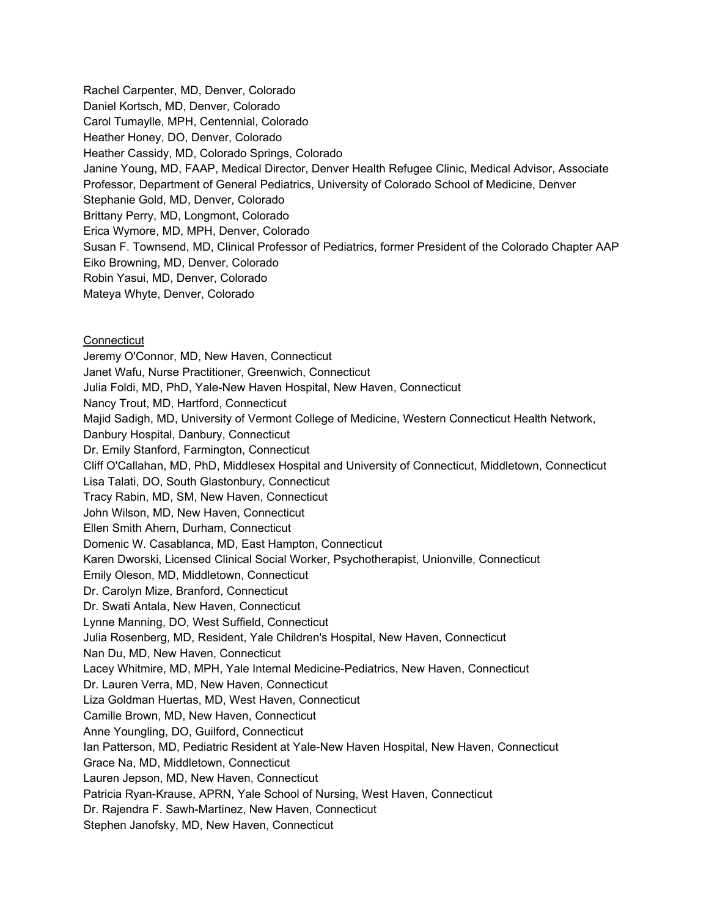Rachel Carpenter, MD, Denver, Colorado
Daniel Kortsch, MD, Denver, Colorado
Carol Tumaylle, MPH, Centennial, Colorado
Heather Honey, DO, Denver, Colorado
Heather Cassidy, MD, Colorado Springs, Colorado
Janine Young, MD, FAAP, Medical Director, Denver Health Refugee Clinic, Medical Advisor, Associate Professor, Department of General Pediatrics, University of Colorado School of Medicine, Denver
Stephanie Gold, MD, Denver, Colorado
Brittany Perry, MD, Longmont, Colorado
Erica Wymore, MD, MPH, Denver, Colorado
Susan F. Townsend, MD, Clinical Professor of Pediatrics, former President of the Colorado Chapter AAP
Eiko Browning, MD, Denver, Colorado
Robin Yasui, MD, Denver, Colorado
Mateya Whyte, Denver, Colorado

<u>Connecticut</u>

Jeremy O'Connor, MD, New Haven, Connecticut
Janet Wafu, Nurse Practitioner, Greenwich, Connecticut
Julia Foldi, MD, PhD, Yale-New Haven Hospital, New Haven, Connecticut
Nancy Trout, MD, Hartford, Connecticut
Majid Sadigh, MD, University of Vermont College of Medicine, Western Connecticut Health Network, Danbury Hospital, Danbury, Connecticut
Dr. Emily Stanford, Farmington, Connecticut
Cliff O'Callahan, MD, PhD, Middlesex Hospital and University of Connecticut, Middletown, Connecticut
Lisa Talati, DO, South Glastonbury, Connecticut
Tracy Rabin, MD, SM, New Haven, Connecticut
John Wilson, MD, New Haven, Connecticut
Ellen Smith Ahern, Durham, Connecticut
Domenic W. Casablanca, MD, East Hampton, Connecticut
Karen Dworski, Licensed Clinical Social Worker, Psychotherapist, Unionville, Connecticut
Emily Oleson, MD, Middletown, Connecticut
Dr. Carolyn Mize, Branford, Connecticut
Dr. Swati Antala, New Haven, Connecticut
Lynne Manning, DO, West Suffield, Connecticut
Julia Rosenberg, MD, Resident, Yale Children's Hospital, New Haven, Connecticut
Nan Du, MD, New Haven, Connecticut
Lacey Whitmire, MD, MPH, Yale Internal Medicine-Pediatrics, New Haven, Connecticut
Dr. Lauren Verra, MD, New Haven, Connecticut
Liza Goldman Huertas, MD, West Haven, Connecticut
Camille Brown, MD, New Haven, Connecticut
Anne Youngling, DO, Guilford, Connecticut
Ian Patterson, MD, Pediatric Resident at Yale-New Haven Hospital, New Haven, Connecticut
Grace Na, MD, Middletown, Connecticut
Lauren Jepson, MD, New Haven, Connecticut
Patricia Ryan-Krause, APRN, Yale School of Nursing, West Haven, Connecticut
Dr. Rajendra F. Sawh-Martinez, New Haven, Connecticut
Stephen Janofsky, MD, New Haven, Connecticut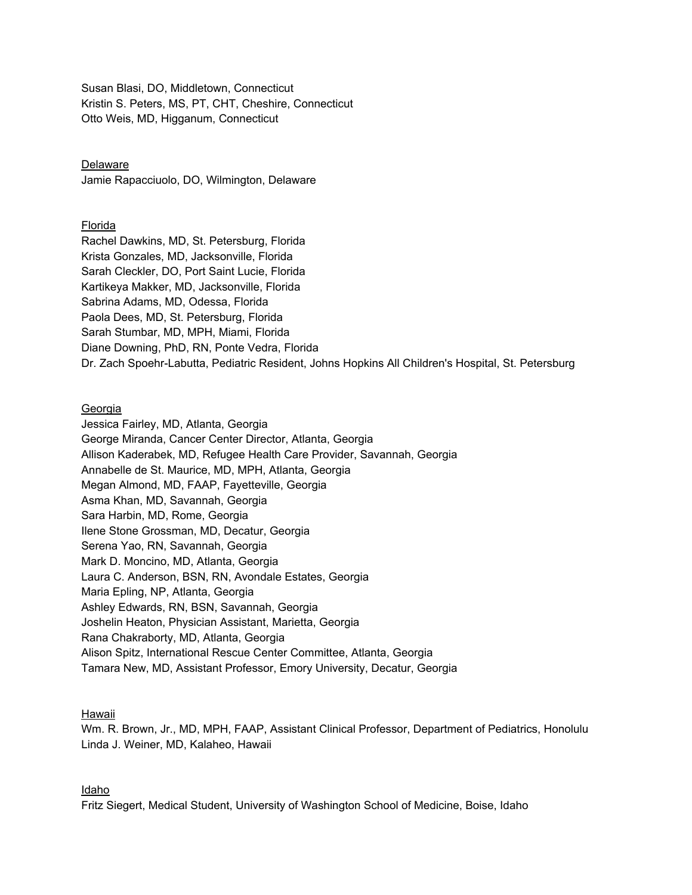Susan Blasi, DO, Middletown, Connecticut
Kristin S. Peters, MS, PT, CHT, Cheshire, Connecticut
Otto Weis, MD, Higganum, Connecticut

<u>Delaware</u>
Jamie Rapacciuolo, DO, Wilmington, Delaware

<u>Florida</u>
Rachel Dawkins, MD, St. Petersburg, Florida
Krista Gonzales, MD, Jacksonville, Florida
Sarah Cleckler, DO, Port Saint Lucie, Florida
Kartikeya Makker, MD, Jacksonville, Florida
Sabrina Adams, MD, Odessa, Florida
Paola Dees, MD, St. Petersburg, Florida
Sarah Stumbar, MD, MPH, Miami, Florida
Diane Downing, PhD, RN, Ponte Vedra, Florida
Dr. Zach Spoehr-Labutta, Pediatric Resident, Johns Hopkins All Children's Hospital, St. Petersburg

<u>Georgia</u>
Jessica Fairley, MD, Atlanta, Georgia
George Miranda, Cancer Center Director, Atlanta, Georgia
Allison Kaderabek, MD, Refugee Health Care Provider, Savannah, Georgia
Annabelle de St. Maurice, MD, MPH, Atlanta, Georgia
Megan Almond, MD, FAAP, Fayetteville, Georgia
Asma Khan, MD, Savannah, Georgia
Sara Harbin, MD, Rome, Georgia
Ilene Stone Grossman, MD, Decatur, Georgia
Serena Yao, RN, Savannah, Georgia
Mark D. Moncino, MD, Atlanta, Georgia
Laura C. Anderson, BSN, RN, Avondale Estates, Georgia
Maria Epling, NP, Atlanta, Georgia
Ashley Edwards, RN, BSN, Savannah, Georgia
Joshelin Heaton, Physician Assistant, Marietta, Georgia
Rana Chakraborty, MD, Atlanta, Georgia
Alison Spitz, International Rescue Center Committee, Atlanta, Georgia
Tamara New, MD, Assistant Professor, Emory University, Decatur, Georgia

<u>Hawaii</u>
Wm. R. Brown, Jr., MD, MPH, FAAP, Assistant Clinical Professor, Department of Pediatrics, Honolulu
Linda J. Weiner, MD, Kalaheo, Hawaii

<u>Idaho</u>
Fritz Siegert, Medical Student, University of Washington School of Medicine, Boise, Idaho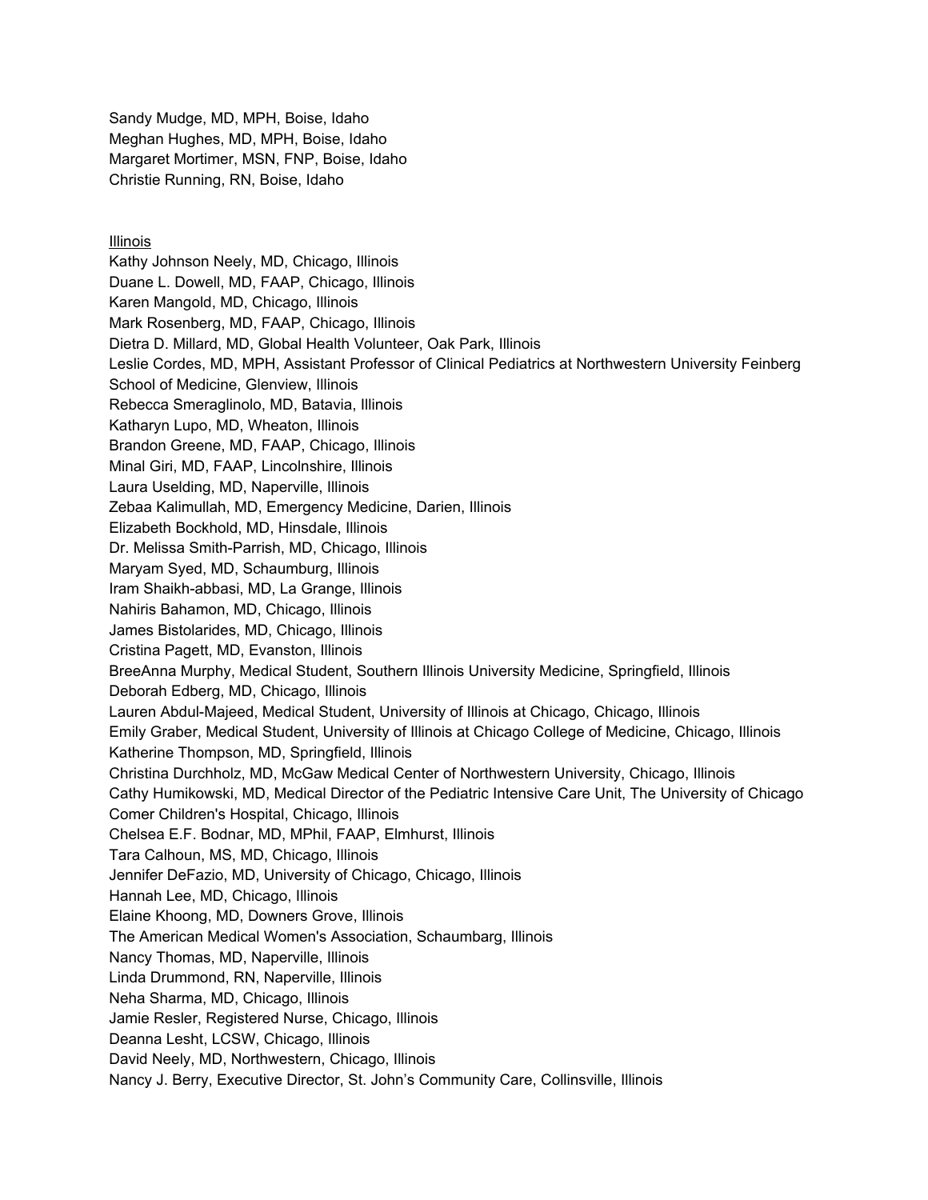Sandy Mudge, MD, MPH, Boise, Idaho
Meghan Hughes, MD, MPH, Boise, Idaho
Margaret Mortimer, MSN, FNP, Boise, Idaho
Christie Running, RN, Boise, Idaho

Illinois

Kathy Johnson Neely, MD, Chicago, Illinois
Duane L. Dowell, MD, FAAP, Chicago, Illinois
Karen Mangold, MD, Chicago, Illinois
Mark Rosenberg, MD, FAAP, Chicago, Illinois
Dietra D. Millard, MD, Global Health Volunteer, Oak Park, Illinois
Leslie Cordes, MD, MPH, Assistant Professor of Clinical Pediatrics at Northwestern University Feinberg School of Medicine, Glenview, Illinois
Rebecca Smeraglinolo, MD, Batavia, Illinois
Katharyn Lupo, MD, Wheaton, Illinois
Brandon Greene, MD, FAAP, Chicago, Illinois
Minal Giri, MD, FAAP, Lincolnshire, Illinois
Laura Uselding, MD, Naperville, Illinois
Zebaa Kalimullah, MD, Emergency Medicine, Darien, Illinois
Elizabeth Bockhold, MD, Hinsdale, Illinois
Dr. Melissa Smith-Parrish, MD, Chicago, Illinois
Maryam Syed, MD, Schaumburg, Illinois
Iram Shaikh-abbasi, MD, La Grange, Illinois
Nahiris Bahamon, MD, Chicago, Illinois
James Bistolarides, MD, Chicago, Illinois
Cristina Pagett, MD, Evanston, Illinois
BreeAnna Murphy, Medical Student, Southern Illinois University Medicine, Springfield, Illinois
Deborah Edberg, MD, Chicago, Illinois
Lauren Abdul-Majeed, Medical Student, University of Illinois at Chicago, Chicago, Illinois
Emily Graber, Medical Student, University of Illinois at Chicago College of Medicine, Chicago, Illinois
Katherine Thompson, MD, Springfield, Illinois
Christina Durchholz, MD, McGaw Medical Center of Northwestern University, Chicago, Illinois
Cathy Humikowski, MD, Medical Director of the Pediatric Intensive Care Unit, The University of Chicago Comer Children's Hospital, Chicago, Illinois
Chelsea E.F. Bodnar, MD, MPhil, FAAP, Elmhurst, Illinois
Tara Calhoun, MS, MD, Chicago, Illinois
Jennifer DeFazio, MD, University of Chicago, Chicago, Illinois
Hannah Lee, MD, Chicago, Illinois
Elaine Khoong, MD, Downers Grove, Illinois
The American Medical Women's Association, Schaumbarg, Illinois
Nancy Thomas, MD, Naperville, Illinois
Linda Drummond, RN, Naperville, Illinois
Neha Sharma, MD, Chicago, Illinois
Jamie Resler, Registered Nurse, Chicago, Illinois
Deanna Lesht, LCSW, Chicago, Illinois
David Neely, MD, Northwestern, Chicago, Illinois
Nancy J. Berry, Executive Director, St. John's Community Care, Collinsville, Illinois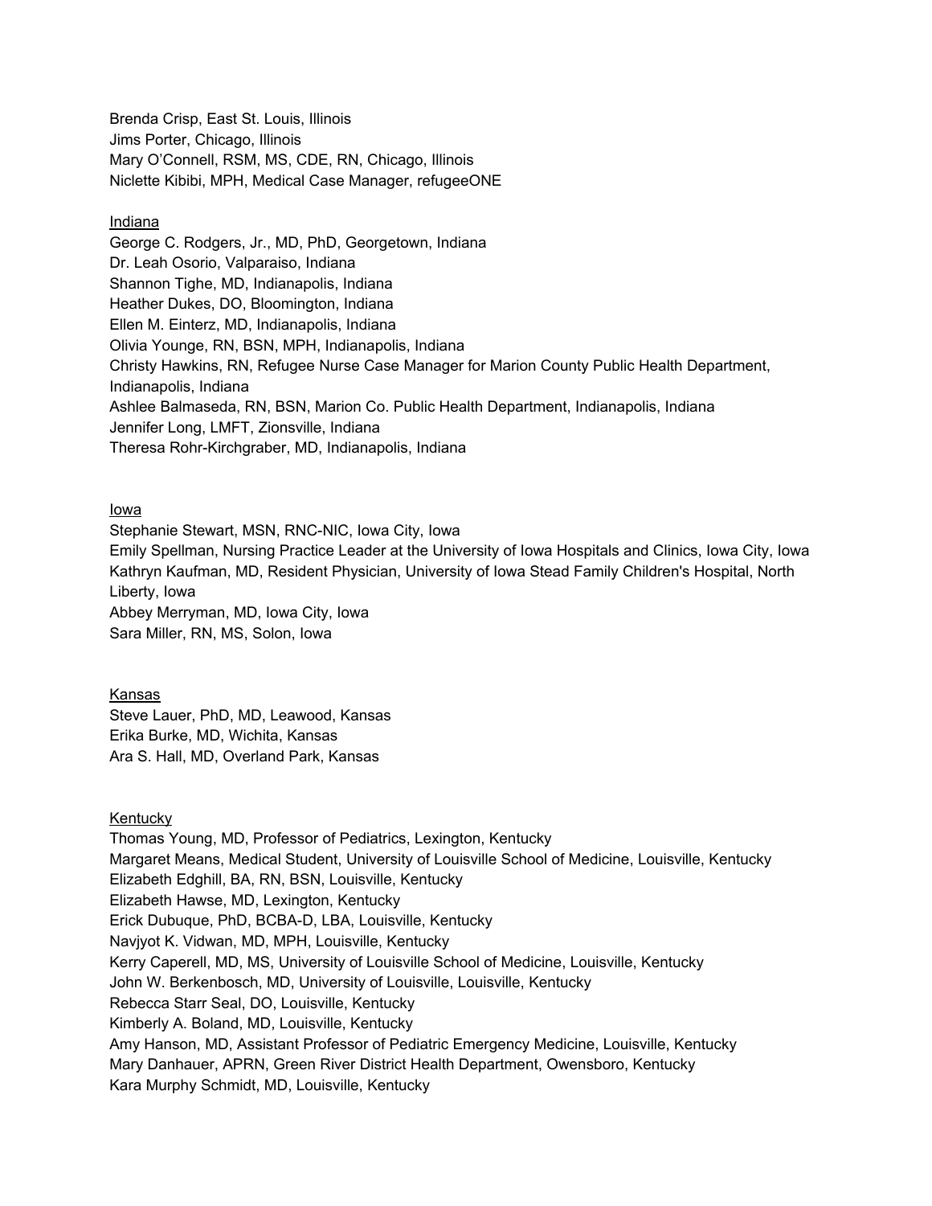Brenda Crisp, East St. Louis, Illinois
Jims Porter, Chicago, Illinois
Mary O'Connell, RSM, MS, CDE, RN, Chicago, Illinois
Niclette Kibibi, MPH, Medical Case Manager, refugeeONE

<u>Indiana</u>

George C. Rodgers, Jr., MD, PhD, Georgetown, Indiana
Dr. Leah Osorio, Valparaiso, Indiana
Shannon Tighe, MD, Indianapolis, Indiana
Heather Dukes, DO, Bloomington, Indiana
Ellen M. Einterz, MD, Indianapolis, Indiana
Olivia Younge, RN, BSN, MPH, Indianapolis, Indiana
Christy Hawkins, RN, Refugee Nurse Case Manager for Marion County Public Health Department, Indianapolis, Indiana
Ashlee Balmaseda, RN, BSN, Marion Co. Public Health Department, Indianapolis, Indiana
Jennifer Long, LMFT, Zionsville, Indiana
Theresa Rohr-Kirchgraber, MD, Indianapolis, Indiana

<u>Iowa</u>

Stephanie Stewart, MSN, RNC-NIC, Iowa City, Iowa
Emily Spellman, Nursing Practice Leader at the University of Iowa Hospitals and Clinics, Iowa City, Iowa
Kathryn Kaufman, MD, Resident Physician, University of Iowa Stead Family Children's Hospital, North Liberty, Iowa
Abbey Merryman, MD, Iowa City, Iowa
Sara Miller, RN, MS, Solon, Iowa

<u>Kansas</u>

Steve Lauer, PhD, MD, Leawood, Kansas
Erika Burke, MD, Wichita, Kansas
Ara S. Hall, MD, Overland Park, Kansas

<u>Kentucky</u>

Thomas Young, MD, Professor of Pediatrics, Lexington, Kentucky
Margaret Means, Medical Student, University of Louisville School of Medicine, Louisville, Kentucky
Elizabeth Edghill, BA, RN, BSN, Louisville, Kentucky
Elizabeth Hawse, MD, Lexington, Kentucky
Erick Dubuque, PhD, BCBA-D, LBA, Louisville, Kentucky
Navjyot K. Vidwan, MD, MPH, Louisville, Kentucky
Kerry Caperell, MD, MS, University of Louisville School of Medicine, Louisville, Kentucky
John W. Berkenbosch, MD, University of Louisville, Louisville, Kentucky
Rebecca Starr Seal, DO, Louisville, Kentucky
Kimberly A. Boland, MD, Louisville, Kentucky
Amy Hanson, MD, Assistant Professor of Pediatric Emergency Medicine, Louisville, Kentucky
Mary Danhauer, APRN, Green River District Health Department, Owensboro, Kentucky
Kara Murphy Schmidt, MD, Louisville, Kentucky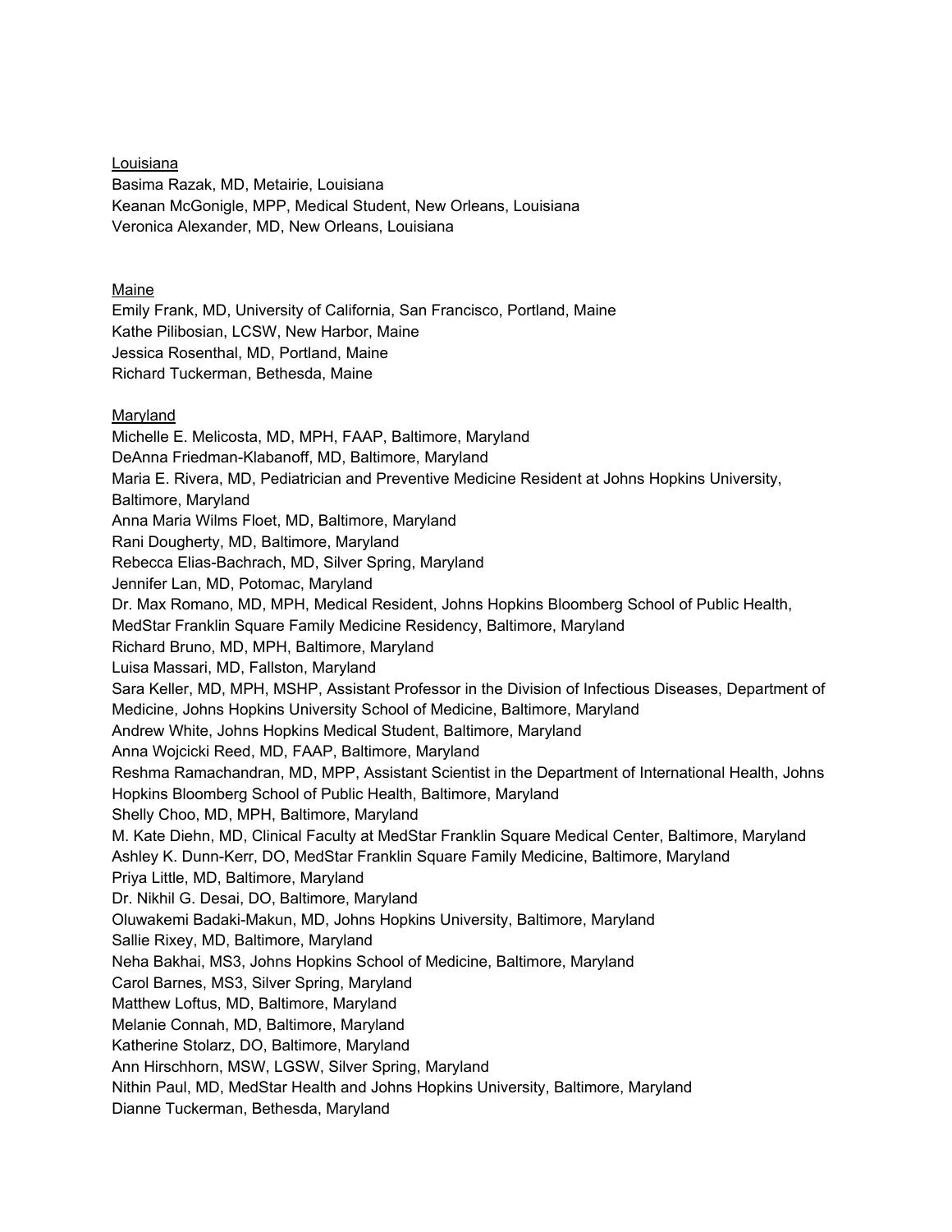Louisiana
Basima Razak, MD, Metairie, Louisiana
Keanan McGonigle, MPP, Medical Student, New Orleans, Louisiana
Veronica Alexander, MD, New Orleans, Louisiana

Maine
Emily Frank, MD, University of California, San Francisco, Portland, Maine
Kathe Pilibosian, LCSW, New Harbor, Maine
Jessica Rosenthal, MD, Portland, Maine
Richard Tuckerman, Bethesda, Maine

Maryland
Michelle E. Melicosta, MD, MPH, FAAP, Baltimore, Maryland
DeAnna Friedman-Klabanoff, MD, Baltimore, Maryland
Maria E. Rivera, MD, Pediatrician and Preventive Medicine Resident at Johns Hopkins University, Baltimore, Maryland
Anna Maria Wilms Floet, MD, Baltimore, Maryland
Rani Dougherty, MD, Baltimore, Maryland
Rebecca Elias-Bachrach, MD, Silver Spring, Maryland
Jennifer Lan, MD, Potomac, Maryland
Dr. Max Romano, MD, MPH, Medical Resident, Johns Hopkins Bloomberg School of Public Health, MedStar Franklin Square Family Medicine Residency, Baltimore, Maryland
Richard Bruno, MD, MPH, Baltimore, Maryland
Luisa Massari, MD, Fallston, Maryland
Sara Keller, MD, MPH, MSHP, Assistant Professor in the Division of Infectious Diseases, Department of Medicine, Johns Hopkins University School of Medicine, Baltimore, Maryland
Andrew White, Johns Hopkins Medical Student, Baltimore, Maryland
Anna Wojcicki Reed, MD, FAAP, Baltimore, Maryland
Reshma Ramachandran, MD, MPP, Assistant Scientist in the Department of International Health, Johns Hopkins Bloomberg School of Public Health, Baltimore, Maryland
Shelly Choo, MD, MPH, Baltimore, Maryland
M. Kate Diehn, MD, Clinical Faculty at MedStar Franklin Square Medical Center, Baltimore, Maryland
Ashley K. Dunn-Kerr, DO, MedStar Franklin Square Family Medicine, Baltimore, Maryland
Priya Little, MD, Baltimore, Maryland
Dr. Nikhil G. Desai, DO, Baltimore, Maryland
Oluwakemi Badaki-Makun, MD, Johns Hopkins University, Baltimore, Maryland
Sallie Rixey, MD, Baltimore, Maryland
Neha Bakhai, MS3, Johns Hopkins School of Medicine, Baltimore, Maryland
Carol Barnes, MS3, Silver Spring, Maryland
Matthew Loftus, MD, Baltimore, Maryland
Melanie Connah, MD, Baltimore, Maryland
Katherine Stolarz, DO, Baltimore, Maryland
Ann Hirschhorn, MSW, LGSW, Silver Spring, Maryland
Nithin Paul, MD, MedStar Health and Johns Hopkins University, Baltimore, Maryland
Dianne Tuckerman, Bethesda, Maryland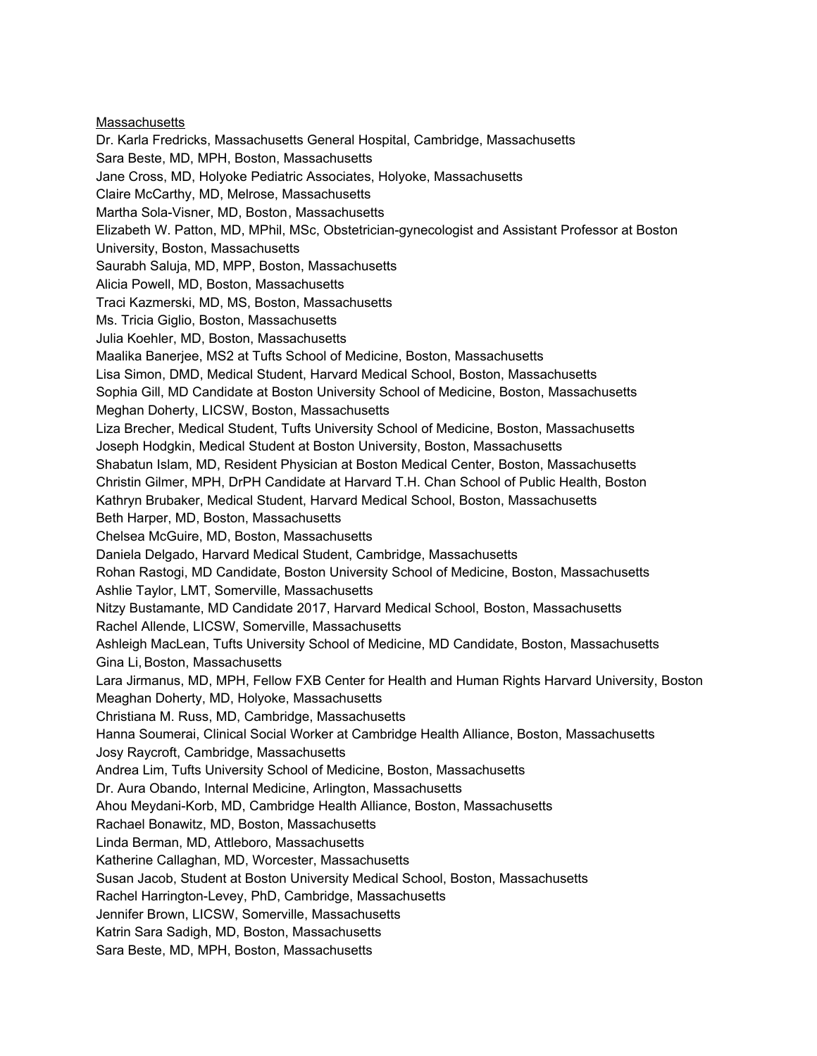<u>Massachusetts</u>

Dr. Karla Fredricks, Massachusetts General Hospital, Cambridge, Massachusetts
Sara Beste, MD, MPH, Boston, Massachusetts
Jane Cross, MD, Holyoke Pediatric Associates, Holyoke, Massachusetts
Claire McCarthy, MD, Melrose, Massachusetts
Martha Sola-Visner, MD, Boston, Massachusetts
Elizabeth W. Patton, MD, MPhil, MSc, Obstetrician-gynecologist and Assistant Professor at Boston University, Boston, Massachusetts
Saurabh Saluja, MD, MPP, Boston, Massachusetts
Alicia Powell, MD, Boston, Massachusetts
Traci Kazmerski, MD, MS, Boston, Massachusetts
Ms. Tricia Giglio, Boston, Massachusetts
Julia Koehler, MD, Boston, Massachusetts
Maalika Banerjee, MS2 at Tufts School of Medicine, Boston, Massachusetts
Lisa Simon, DMD, Medical Student, Harvard Medical School, Boston, Massachusetts
Sophia Gill, MD Candidate at Boston University School of Medicine, Boston, Massachusetts
Meghan Doherty, LICSW, Boston, Massachusetts
Liza Brecher, Medical Student, Tufts University School of Medicine, Boston, Massachusetts
Joseph Hodgkin, Medical Student at Boston University, Boston, Massachusetts
Shabatun Islam, MD, Resident Physician at Boston Medical Center, Boston, Massachusetts
Christin Gilmer, MPH, DrPH Candidate at Harvard T.H. Chan School of Public Health, Boston
Kathryn Brubaker, Medical Student, Harvard Medical School, Boston, Massachusetts
Beth Harper, MD, Boston, Massachusetts
Chelsea McGuire, MD, Boston, Massachusetts
Daniela Delgado, Harvard Medical Student, Cambridge, Massachusetts
Rohan Rastogi, MD Candidate, Boston University School of Medicine, Boston, Massachusetts
Ashlie Taylor, LMT, Somerville, Massachusetts
Nitzy Bustamante, MD Candidate 2017, Harvard Medical School, Boston, Massachusetts
Rachel Allende, LICSW, Somerville, Massachusetts
Ashleigh MacLean, Tufts University School of Medicine, MD Candidate, Boston, Massachusetts
Gina Li, Boston, Massachusetts
Lara Jirmanus, MD, MPH, Fellow FXB Center for Health and Human Rights Harvard University, Boston
Meaghan Doherty, MD, Holyoke, Massachusetts
Christiana M. Russ, MD, Cambridge, Massachusetts
Hanna Soumerai, Clinical Social Worker at Cambridge Health Alliance, Boston, Massachusetts
Josy Raycroft, Cambridge, Massachusetts
Andrea Lim, Tufts University School of Medicine, Boston, Massachusetts
Dr. Aura Obando, Internal Medicine, Arlington, Massachusetts
Ahou Meydani-Korb, MD, Cambridge Health Alliance, Boston, Massachusetts
Rachael Bonawitz, MD, Boston, Massachusetts
Linda Berman, MD, Attleboro, Massachusetts
Katherine Callaghan, MD, Worcester, Massachusetts
Susan Jacob, Student at Boston University Medical School, Boston, Massachusetts
Rachel Harrington-Levey, PhD, Cambridge, Massachusetts
Jennifer Brown, LICSW, Somerville, Massachusetts
Katrin Sara Sadigh, MD, Boston, Massachusetts
Sara Beste, MD, MPH, Boston, Massachusetts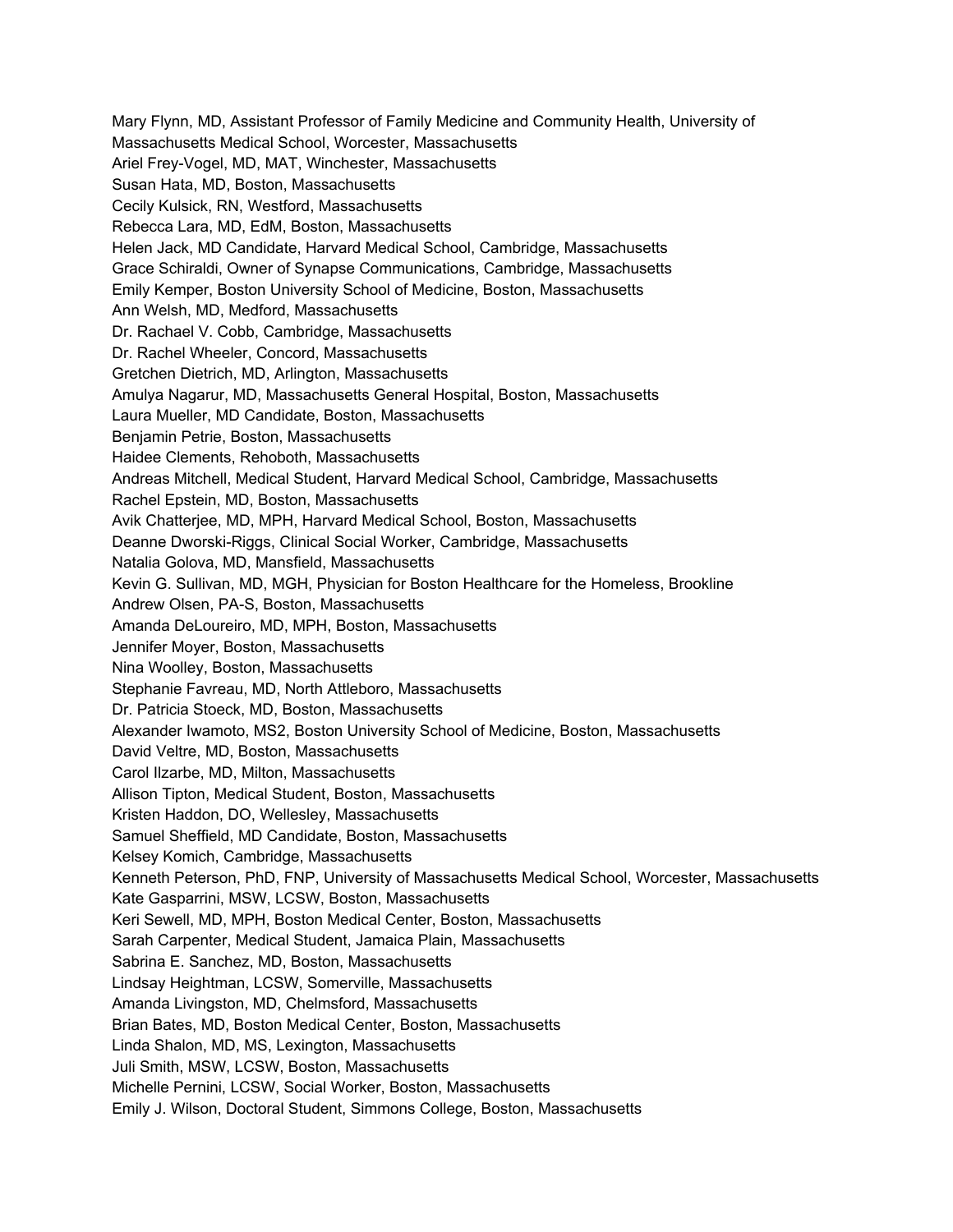Mary Flynn, MD, Assistant Professor of Family Medicine and Community Health, University of Massachusetts Medical School, Worcester, Massachusetts
Ariel Frey-Vogel, MD, MAT, Winchester, Massachusetts
Susan Hata, MD, Boston, Massachusetts
Cecily Kulsick, RN, Westford, Massachusetts
Rebecca Lara, MD, EdM, Boston, Massachusetts
Helen Jack, MD Candidate, Harvard Medical School, Cambridge, Massachusetts
Grace Schiraldi, Owner of Synapse Communications, Cambridge, Massachusetts
Emily Kemper, Boston University School of Medicine, Boston, Massachusetts
Ann Welsh, MD, Medford, Massachusetts
Dr. Rachael V. Cobb, Cambridge, Massachusetts
Dr. Rachel Wheeler, Concord, Massachusetts
Gretchen Dietrich, MD, Arlington, Massachusetts
Amulya Nagarur, MD, Massachusetts General Hospital, Boston, Massachusetts
Laura Mueller, MD Candidate, Boston, Massachusetts
Benjamin Petrie, Boston, Massachusetts
Haidee Clements, Rehoboth, Massachusetts
Andreas Mitchell, Medical Student, Harvard Medical School, Cambridge, Massachusetts
Rachel Epstein, MD, Boston, Massachusetts
Avik Chatterjee, MD, MPH, Harvard Medical School, Boston, Massachusetts
Deanne Dworski-Riggs, Clinical Social Worker, Cambridge, Massachusetts
Natalia Golova, MD, Mansfield, Massachusetts
Kevin G. Sullivan, MD, MGH, Physician for Boston Healthcare for the Homeless, Brookline
Andrew Olsen, PA-S, Boston, Massachusetts
Amanda DeLoureiro, MD, MPH, Boston, Massachusetts
Jennifer Moyer, Boston, Massachusetts
Nina Woolley, Boston, Massachusetts
Stephanie Favreau, MD, North Attleboro, Massachusetts
Dr. Patricia Stoeck, MD, Boston, Massachusetts
Alexander Iwamoto, MS2, Boston University School of Medicine, Boston, Massachusetts
David Veltre, MD, Boston, Massachusetts
Carol Ilzarbe, MD, Milton, Massachusetts
Allison Tipton, Medical Student, Boston, Massachusetts
Kristen Haddon, DO, Wellesley, Massachusetts
Samuel Sheffield, MD Candidate, Boston, Massachusetts
Kelsey Komich, Cambridge, Massachusetts
Kenneth Peterson, PhD, FNP, University of Massachusetts Medical School, Worcester, Massachusetts
Kate Gasparrini, MSW, LCSW, Boston, Massachusetts
Keri Sewell, MD, MPH, Boston Medical Center, Boston, Massachusetts
Sarah Carpenter, Medical Student, Jamaica Plain, Massachusetts
Sabrina E. Sanchez, MD, Boston, Massachusetts
Lindsay Heightman, LCSW, Somerville, Massachusetts
Amanda Livingston, MD, Chelmsford, Massachusetts
Brian Bates, MD, Boston Medical Center, Boston, Massachusetts
Linda Shalon, MD, MS, Lexington, Massachusetts
Juli Smith, MSW, LCSW, Boston, Massachusetts
Michelle Pernini, LCSW, Social Worker, Boston, Massachusetts
Emily J. Wilson, Doctoral Student, Simmons College, Boston, Massachusetts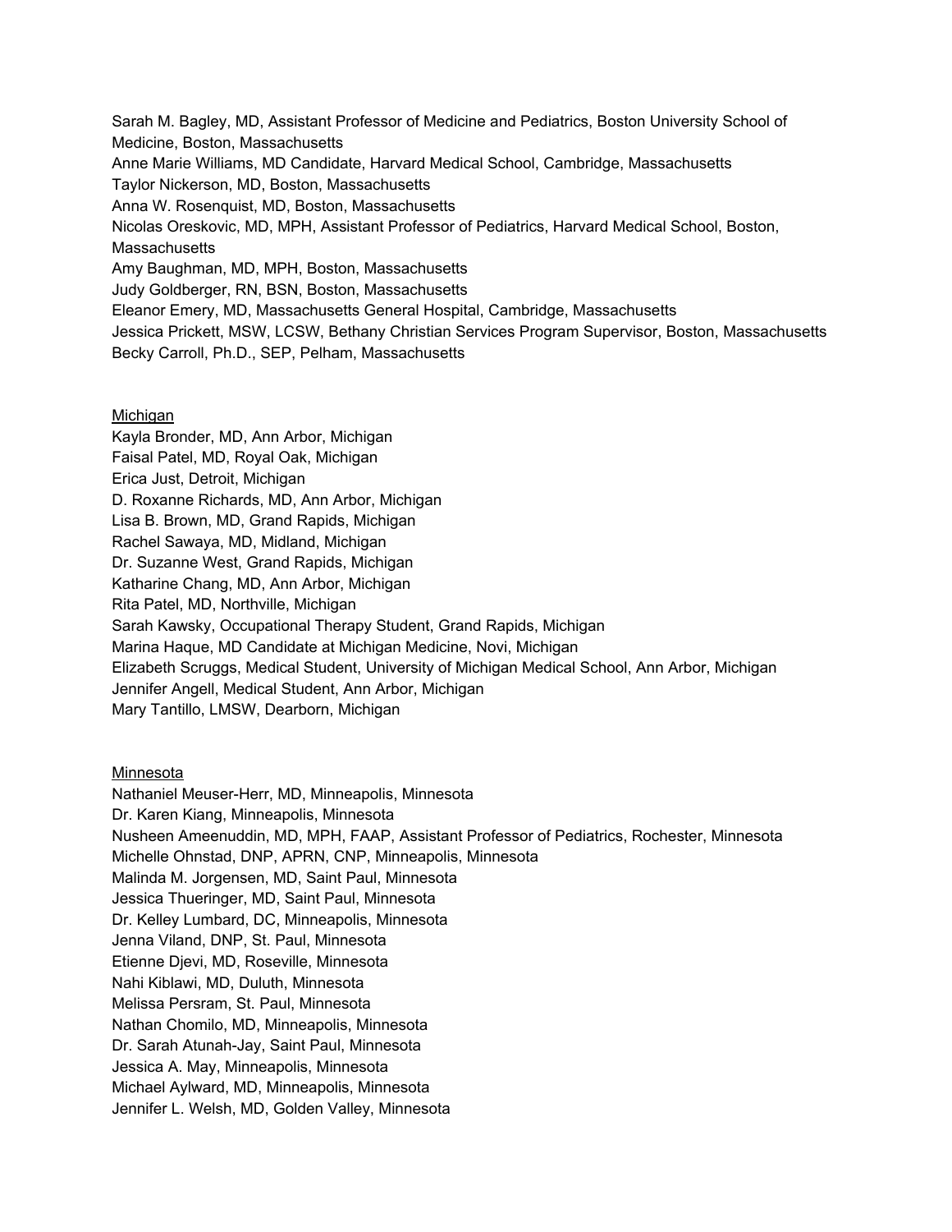Sarah M. Bagley, MD, Assistant Professor of Medicine and Pediatrics, Boston University School of Medicine, Boston, Massachusetts
Anne Marie Williams, MD Candidate, Harvard Medical School, Cambridge, Massachusetts
Taylor Nickerson, MD, Boston, Massachusetts
Anna W. Rosenquist, MD, Boston, Massachusetts
Nicolas Oreskovic, MD, MPH, Assistant Professor of Pediatrics, Harvard Medical School, Boston, Massachusetts
Amy Baughman, MD, MPH, Boston, Massachusetts
Judy Goldberger, RN, BSN, Boston, Massachusetts
Eleanor Emery, MD, Massachusetts General Hospital, Cambridge, Massachusetts
Jessica Prickett, MSW, LCSW, Bethany Christian Services Program Supervisor, Boston, Massachusetts
Becky Carroll, Ph.D., SEP, Pelham, Massachusetts

Michigan

Kayla Bronder, MD, Ann Arbor, Michigan
Faisal Patel, MD, Royal Oak, Michigan
Erica Just, Detroit, Michigan
D. Roxanne Richards, MD, Ann Arbor, Michigan
Lisa B. Brown, MD, Grand Rapids, Michigan
Rachel Sawaya, MD, Midland, Michigan
Dr. Suzanne West, Grand Rapids, Michigan
Katharine Chang, MD, Ann Arbor, Michigan
Rita Patel, MD, Northville, Michigan
Sarah Kawsky, Occupational Therapy Student, Grand Rapids, Michigan
Marina Haque, MD Candidate at Michigan Medicine, Novi, Michigan
Elizabeth Scruggs, Medical Student, University of Michigan Medical School, Ann Arbor, Michigan
Jennifer Angell, Medical Student, Ann Arbor, Michigan
Mary Tantillo, LMSW, Dearborn, Michigan

Minnesota

Nathaniel Meuser-Herr, MD, Minneapolis, Minnesota
Dr. Karen Kiang, Minneapolis, Minnesota
Nusheen Ameenuddin, MD, MPH, FAAP, Assistant Professor of Pediatrics, Rochester, Minnesota
Michelle Ohnstad, DNP, APRN, CNP, Minneapolis, Minnesota
Malinda M. Jorgensen, MD, Saint Paul, Minnesota
Jessica Thueringer, MD, Saint Paul, Minnesota
Dr. Kelley Lumbard, DC, Minneapolis, Minnesota
Jenna Viland, DNP, St. Paul, Minnesota
Etienne Djevi, MD, Roseville, Minnesota
Nahi Kiblawi, MD, Duluth, Minnesota
Melissa Persram, St. Paul, Minnesota
Nathan Chomilo, MD, Minneapolis, Minnesota
Dr. Sarah Atunah-Jay, Saint Paul, Minnesota
Jessica A. May, Minneapolis, Minnesota
Michael Aylward, MD, Minneapolis, Minnesota
Jennifer L. Welsh, MD, Golden Valley, Minnesota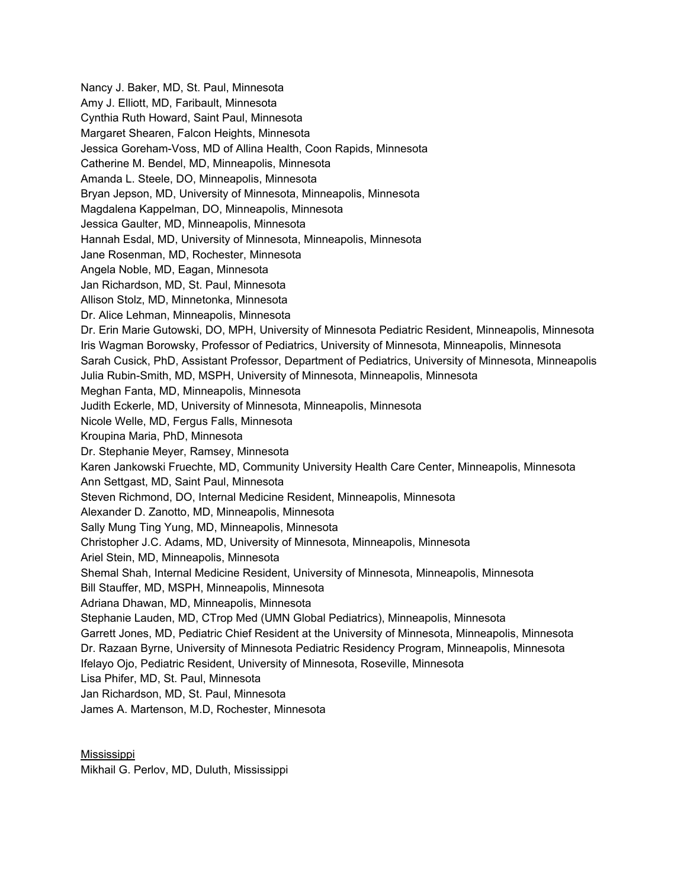Nancy J. Baker, MD, St. Paul, Minnesota
Amy J. Elliott, MD, Faribault, Minnesota
Cynthia Ruth Howard, Saint Paul, Minnesota
Margaret Shearen, Falcon Heights, Minnesota
Jessica Goreham-Voss, MD of Allina Health, Coon Rapids, Minnesota
Catherine M. Bendel, MD, Minneapolis, Minnesota
Amanda L. Steele, DO, Minneapolis, Minnesota
Bryan Jepson, MD, University of Minnesota, Minneapolis, Minnesota
Magdalena Kappelman, DO, Minneapolis, Minnesota
Jessica Gaulter, MD, Minneapolis, Minnesota
Hannah Esdal, MD, University of Minnesota, Minneapolis, Minnesota
Jane Rosenman, MD, Rochester, Minnesota
Angela Noble, MD, Eagan, Minnesota
Jan Richardson, MD, St. Paul, Minnesota
Allison Stolz, MD, Minnetonka, Minnesota
Dr. Alice Lehman, Minneapolis, Minnesota
Dr. Erin Marie Gutowski, DO, MPH, University of Minnesota Pediatric Resident, Minneapolis, Minnesota
Iris Wagman Borowsky, Professor of Pediatrics, University of Minnesota, Minneapolis, Minnesota
Sarah Cusick, PhD, Assistant Professor, Department of Pediatrics, University of Minnesota, Minneapolis
Julia Rubin-Smith, MD, MSPH, University of Minnesota, Minneapolis, Minnesota
Meghan Fanta, MD, Minneapolis, Minnesota
Judith Eckerle, MD, University of Minnesota, Minneapolis, Minnesota
Nicole Welle, MD, Fergus Falls, Minnesota
Kroupina Maria, PhD, Minnesota
Dr. Stephanie Meyer, Ramsey, Minnesota
Karen Jankowski Fruechte, MD, Community University Health Care Center, Minneapolis, Minnesota
Ann Settgast, MD, Saint Paul, Minnesota
Steven Richmond, DO, Internal Medicine Resident, Minneapolis, Minnesota
Alexander D. Zanotto, MD, Minneapolis, Minnesota
Sally Mung Ting Yung, MD, Minneapolis, Minnesota
Christopher J.C. Adams, MD, University of Minnesota, Minneapolis, Minnesota
Ariel Stein, MD, Minneapolis, Minnesota
Shemal Shah, Internal Medicine Resident, University of Minnesota, Minneapolis, Minnesota
Bill Stauffer, MD, MSPH, Minneapolis, Minnesota
Adriana Dhawan, MD, Minneapolis, Minnesota
Stephanie Lauden, MD, CTrop Med (UMN Global Pediatrics), Minneapolis, Minnesota
Garrett Jones, MD, Pediatric Chief Resident at the University of Minnesota, Minneapolis, Minnesota
Dr. Razaan Byrne, University of Minnesota Pediatric Residency Program, Minneapolis, Minnesota
Ifelayo Ojo, Pediatric Resident, University of Minnesota, Roseville, Minnesota
Lisa Phifer, MD, St. Paul, Minnesota
Jan Richardson, MD, St. Paul, Minnesota
James A. Martenson, M.D, Rochester, Minnesota

Mississippi

Mikhail G. Perlov, MD, Duluth, Mississippi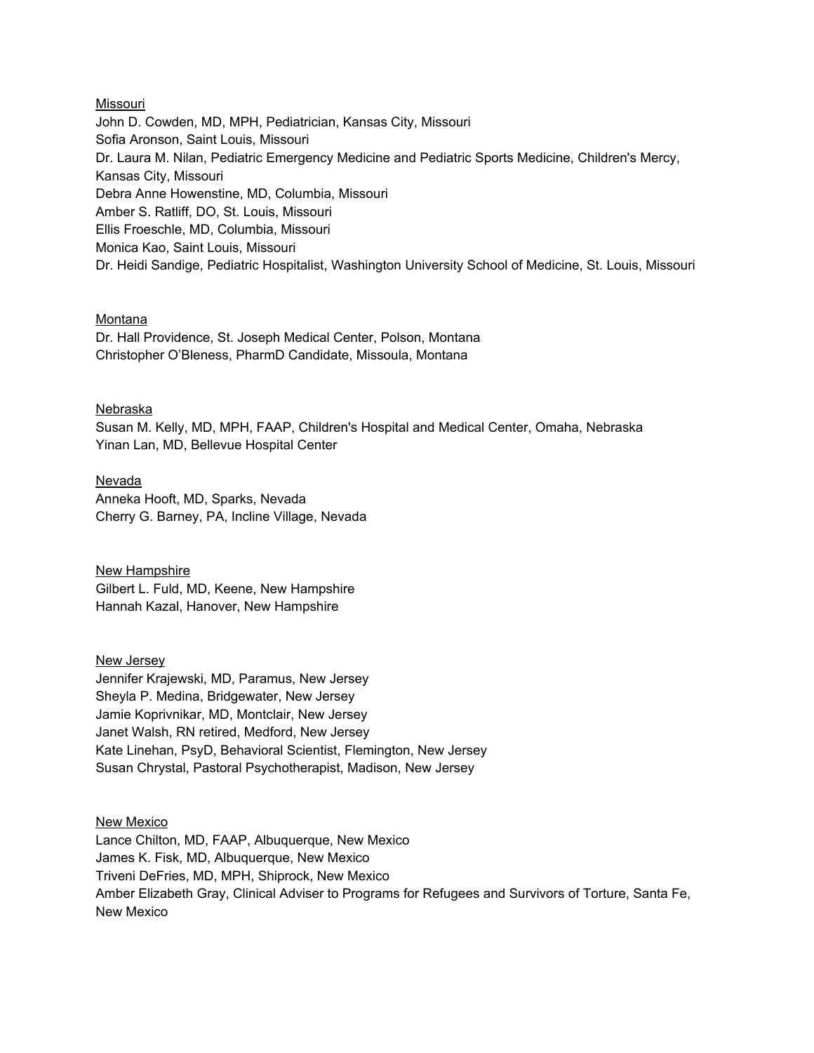<u>Missouri</u>
John D. Cowden, MD, MPH, Pediatrician, Kansas City, Missouri
Sofia Aronson, Saint Louis, Missouri
Dr. Laura M. Nilan, Pediatric Emergency Medicine and Pediatric Sports Medicine, Children's Mercy, Kansas City, Missouri
Debra Anne Howenstine, MD, Columbia, Missouri
Amber S. Ratliff, DO, St. Louis, Missouri
Ellis Froeschle, MD, Columbia, Missouri
Monica Kao, Saint Louis, Missouri
Dr. Heidi Sandige, Pediatric Hospitalist, Washington University School of Medicine, St. Louis, Missouri

<u>Montana</u>
Dr. Hall Providence, St. Joseph Medical Center, Polson, Montana
Christopher O'Bleness, PharmD Candidate, Missoula, Montana

<u>Nebraska</u>
Susan M. Kelly, MD, MPH, FAAP, Children's Hospital and Medical Center, Omaha, Nebraska
Yinan Lan, MD, Bellevue Hospital Center

<u>Nevada</u>
Anneka Hooft, MD, Sparks, Nevada
Cherry G. Barney, PA, Incline Village, Nevada

<u>New Hampshire</u>
Gilbert L. Fuld, MD, Keene, New Hampshire
Hannah Kazal, Hanover, New Hampshire

<u>New Jersey</u>
Jennifer Krajewski, MD, Paramus, New Jersey
Sheyla P. Medina, Bridgewater, New Jersey
Jamie Koprivnikar, MD, Montclair, New Jersey
Janet Walsh, RN retired, Medford, New Jersey
Kate Linehan, PsyD, Behavioral Scientist, Flemington, New Jersey
Susan Chrystal, Pastoral Psychotherapist, Madison, New Jersey

<u>New Mexico</u>
Lance Chilton, MD, FAAP, Albuquerque, New Mexico
James K. Fisk, MD, Albuquerque, New Mexico
Triveni DeFries, MD, MPH, Shiprock, New Mexico
Amber Elizabeth Gray, Clinical Adviser to Programs for Refugees and Survivors of Torture, Santa Fe, New Mexico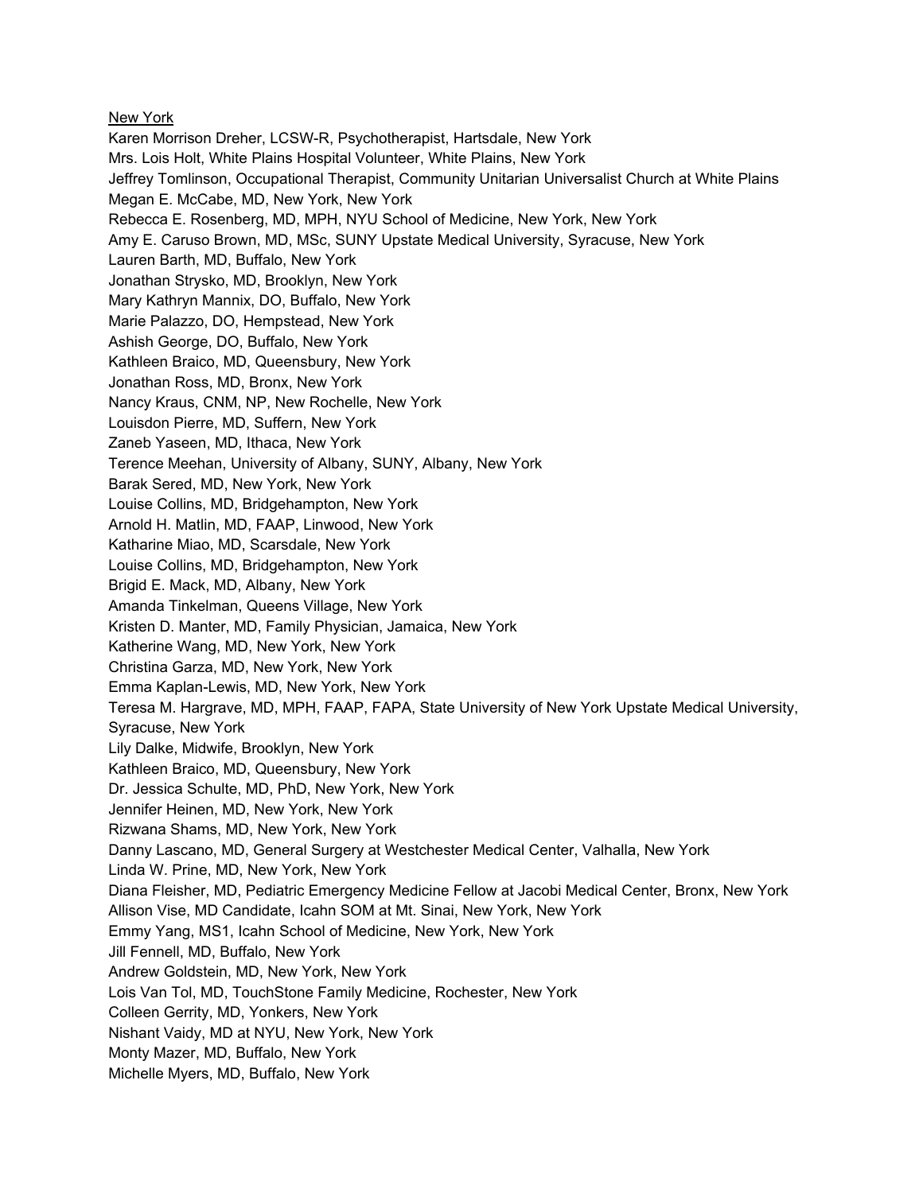New York

Karen Morrison Dreher, LCSW-R, Psychotherapist, Hartsdale, New York
Mrs. Lois Holt, White Plains Hospital Volunteer, White Plains, New York
Jeffrey Tomlinson, Occupational Therapist, Community Unitarian Universalist Church at White Plains
Megan E. McCabe, MD, New York, New York
Rebecca E. Rosenberg, MD, MPH, NYU School of Medicine, New York, New York
Amy E. Caruso Brown, MD, MSc, SUNY Upstate Medical University, Syracuse, New York
Lauren Barth, MD, Buffalo, New York
Jonathan Strysko, MD, Brooklyn, New York
Mary Kathryn Mannix, DO, Buffalo, New York
Marie Palazzo, DO, Hempstead, New York
Ashish George, DO, Buffalo, New York
Kathleen Braico, MD, Queensbury, New York
Jonathan Ross, MD, Bronx, New York
Nancy Kraus, CNM, NP, New Rochelle, New York
Louisdon Pierre, MD, Suffern, New York
Zaneb Yaseen, MD, Ithaca, New York
Terence Meehan, University of Albany, SUNY, Albany, New York
Barak Sered, MD, New York, New York
Louise Collins, MD, Bridgehampton, New York
Arnold H. Matlin, MD, FAAP, Linwood, New York
Katharine Miao, MD, Scarsdale, New York
Louise Collins, MD, Bridgehampton, New York
Brigid E. Mack, MD, Albany, New York
Amanda Tinkelman, Queens Village, New York
Kristen D. Manter, MD, Family Physician, Jamaica, New York
Katherine Wang, MD, New York, New York
Christina Garza, MD, New York, New York
Emma Kaplan-Lewis, MD, New York, New York
Teresa M. Hargrave, MD, MPH, FAAP, FAPA, State University of New York Upstate Medical University, Syracuse, New York
Lily Dalke, Midwife, Brooklyn, New York
Kathleen Braico, MD, Queensbury, New York
Dr. Jessica Schulte, MD, PhD, New York, New York
Jennifer Heinen, MD, New York, New York
Rizwana Shams, MD, New York, New York
Danny Lascano, MD, General Surgery at Westchester Medical Center, Valhalla, New York
Linda W. Prine, MD, New York, New York
Diana Fleisher, MD, Pediatric Emergency Medicine Fellow at Jacobi Medical Center, Bronx, New York
Allison Vise, MD Candidate, Icahn SOM at Mt. Sinai, New York, New York
Emmy Yang, MS1, Icahn School of Medicine, New York, New York
Jill Fennell, MD, Buffalo, New York
Andrew Goldstein, MD, New York, New York
Lois Van Tol, MD, TouchStone Family Medicine, Rochester, New York
Colleen Gerrity, MD, Yonkers, New York
Nishant Vaidy, MD at NYU, New York, New York
Monty Mazer, MD, Buffalo, New York
Michelle Myers, MD, Buffalo, New York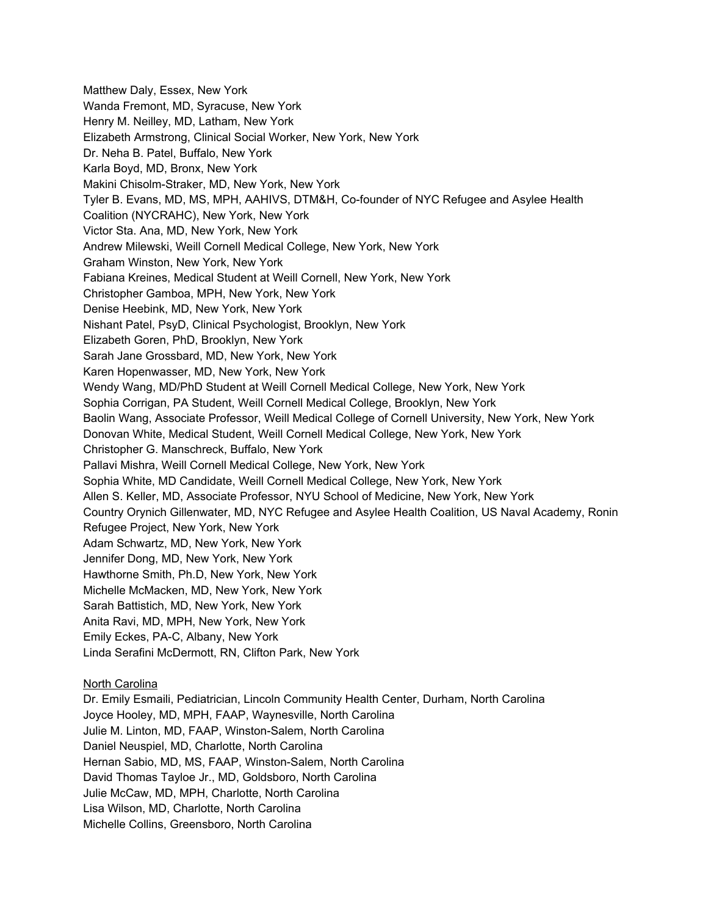Matthew Daly, Essex, New York
Wanda Fremont, MD, Syracuse, New York
Henry M. Neilley, MD, Latham, New York
Elizabeth Armstrong, Clinical Social Worker, New York, New York
Dr. Neha B. Patel, Buffalo, New York
Karla Boyd, MD, Bronx, New York
Makini Chisolm-Straker, MD, New York, New York
Tyler B. Evans, MD, MS, MPH, AAHIVS, DTM&H, Co-founder of NYC Refugee and Asylee Health Coalition (NYCRAHC), New York, New York
Victor Sta. Ana, MD, New York, New York
Andrew Milewski, Weill Cornell Medical College, New York, New York
Graham Winston, New York, New York
Fabiana Kreines, Medical Student at Weill Cornell, New York, New York
Christopher Gamboa, MPH, New York, New York
Denise Heebink, MD, New York, New York
Nishant Patel, PsyD, Clinical Psychologist, Brooklyn, New York
Elizabeth Goren, PhD, Brooklyn, New York
Sarah Jane Grossbard, MD, New York, New York
Karen Hopenwasser, MD, New York, New York
Wendy Wang, MD/PhD Student at Weill Cornell Medical College, New York, New York
Sophia Corrigan, PA Student, Weill Cornell Medical College, Brooklyn, New York
Baolin Wang, Associate Professor, Weill Medical College of Cornell University, New York, New York
Donovan White, Medical Student, Weill Cornell Medical College, New York, New York
Christopher G. Manschreck, Buffalo, New York
Pallavi Mishra, Weill Cornell Medical College, New York, New York
Sophia White, MD Candidate, Weill Cornell Medical College, New York, New York
Allen S. Keller, MD, Associate Professor, NYU School of Medicine, New York, New York
Country Orynich Gillenwater, MD, NYC Refugee and Asylee Health Coalition, US Naval Academy, Ronin Refugee Project, New York, New York
Adam Schwartz, MD, New York, New York
Jennifer Dong, MD, New York, New York
Hawthorne Smith, Ph.D, New York, New York
Michelle McMacken, MD, New York, New York
Sarah Battistich, MD, New York, New York
Anita Ravi, MD, MPH, New York, New York
Emily Eckes, PA-C, Albany, New York
Linda Serafini McDermott, RN, Clifton Park, New York

<u>North Carolina</u>

Dr. Emily Esmaili, Pediatrician, Lincoln Community Health Center, Durham, North Carolina
Joyce Hooley, MD, MPH, FAAP, Waynesville, North Carolina
Julie M. Linton, MD, FAAP, Winston-Salem, North Carolina
Daniel Neuspiel, MD, Charlotte, North Carolina
Hernan Sabio, MD, MS, FAAP, Winston-Salem, North Carolina
David Thomas Tayloe Jr., MD, Goldsboro, North Carolina
Julie McCaw, MD, MPH, Charlotte, North Carolina
Lisa Wilson, MD, Charlotte, North Carolina
Michelle Collins, Greensboro, North Carolina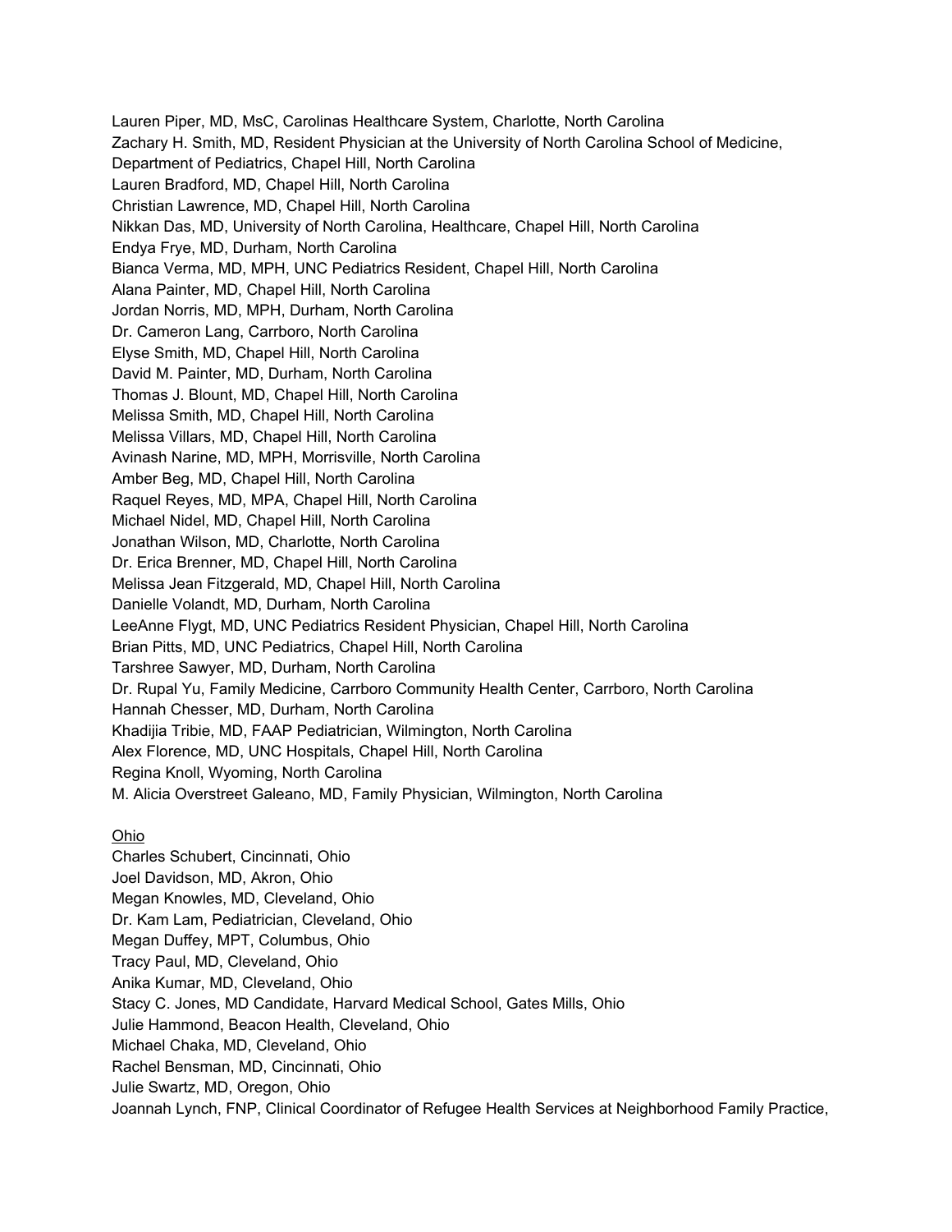Lauren Piper, MD, MsC, Carolinas Healthcare System, Charlotte, North Carolina
Zachary H. Smith, MD, Resident Physician at the University of North Carolina School of Medicine, Department of Pediatrics, Chapel Hill, North Carolina
Lauren Bradford, MD, Chapel Hill, North Carolina
Christian Lawrence, MD, Chapel Hill, North Carolina
Nikkan Das, MD, University of North Carolina, Healthcare, Chapel Hill, North Carolina
Endya Frye, MD, Durham, North Carolina
Bianca Verma, MD, MPH, UNC Pediatrics Resident, Chapel Hill, North Carolina
Alana Painter, MD, Chapel Hill, North Carolina
Jordan Norris, MD, MPH, Durham, North Carolina
Dr. Cameron Lang, Carrboro, North Carolina
Elyse Smith, MD, Chapel Hill, North Carolina
David M. Painter, MD, Durham, North Carolina
Thomas J. Blount, MD, Chapel Hill, North Carolina
Melissa Smith, MD, Chapel Hill, North Carolina
Melissa Villars, MD, Chapel Hill, North Carolina
Avinash Narine, MD, MPH, Morrisville, North Carolina
Amber Beg, MD, Chapel Hill, North Carolina
Raquel Reyes, MD, MPA, Chapel Hill, North Carolina
Michael Nidel, MD, Chapel Hill, North Carolina
Jonathan Wilson, MD, Charlotte, North Carolina
Dr. Erica Brenner, MD, Chapel Hill, North Carolina
Melissa Jean Fitzgerald, MD, Chapel Hill, North Carolina
Danielle Volandt, MD, Durham, North Carolina
LeeAnne Flygt, MD, UNC Pediatrics Resident Physician, Chapel Hill, North Carolina
Brian Pitts, MD, UNC Pediatrics, Chapel Hill, North Carolina
Tarshree Sawyer, MD, Durham, North Carolina
Dr. Rupal Yu, Family Medicine, Carrboro Community Health Center, Carrboro, North Carolina
Hannah Chesser, MD, Durham, North Carolina
Khadijia Tribie, MD, FAAP Pediatrician, Wilmington, North Carolina
Alex Florence, MD, UNC Hospitals, Chapel Hill, North Carolina
Regina Knoll, Wyoming, North Carolina
M. Alicia Overstreet Galeano, MD, Family Physician, Wilmington, North Carolina

Ohio

Charles Schubert, Cincinnati, Ohio
Joel Davidson, MD, Akron, Ohio
Megan Knowles, MD, Cleveland, Ohio
Dr. Kam Lam, Pediatrician, Cleveland, Ohio
Megan Duffey, MPT, Columbus, Ohio
Tracy Paul, MD, Cleveland, Ohio
Anika Kumar, MD, Cleveland, Ohio
Stacy C. Jones, MD Candidate, Harvard Medical School, Gates Mills, Ohio
Julie Hammond, Beacon Health, Cleveland, Ohio
Michael Chaka, MD, Cleveland, Ohio
Rachel Bensman, MD, Cincinnati, Ohio
Julie Swartz, MD, Oregon, Ohio
Joannah Lynch, FNP, Clinical Coordinator of Refugee Health Services at Neighborhood Family Practice,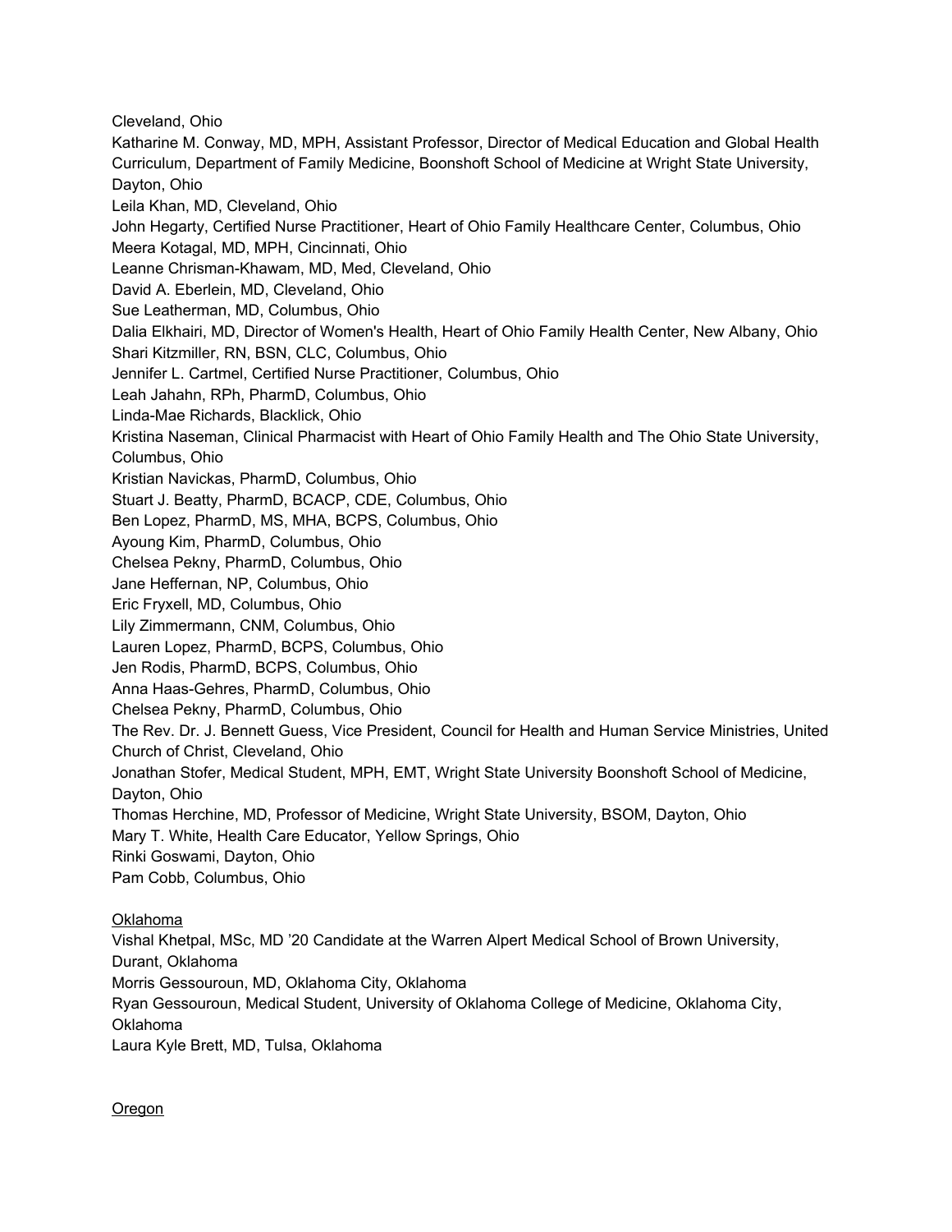Cleveland, Ohio
Katharine M. Conway, MD, MPH, Assistant Professor, Director of Medical Education and Global Health Curriculum, Department of Family Medicine, Boonshoft School of Medicine at Wright State University, Dayton, Ohio
Leila Khan, MD, Cleveland, Ohio
John Hegarty, Certified Nurse Practitioner, Heart of Ohio Family Healthcare Center, Columbus, Ohio
Meera Kotagal, MD, MPH, Cincinnati, Ohio
Leanne Chrisman-Khawam, MD, Med, Cleveland, Ohio
David A. Eberlein, MD, Cleveland, Ohio
Sue Leatherman, MD, Columbus, Ohio
Dalia Elkhairi, MD, Director of Women's Health, Heart of Ohio Family Health Center, New Albany, Ohio
Shari Kitzmiller, RN, BSN, CLC, Columbus, Ohio
Jennifer L. Cartmel, Certified Nurse Practitioner, Columbus, Ohio
Leah Jahahn, RPh, PharmD, Columbus, Ohio
Linda-Mae Richards, Blacklick, Ohio
Kristina Naseman, Clinical Pharmacist with Heart of Ohio Family Health and The Ohio State University, Columbus, Ohio
Kristian Navickas, PharmD, Columbus, Ohio
Stuart J. Beatty, PharmD, BCACP, CDE, Columbus, Ohio
Ben Lopez, PharmD, MS, MHA, BCPS, Columbus, Ohio
Ayoung Kim, PharmD, Columbus, Ohio
Chelsea Pekny, PharmD, Columbus, Ohio
Jane Heffernan, NP, Columbus, Ohio
Eric Fryxell, MD, Columbus, Ohio
Lily Zimmermann, CNM, Columbus, Ohio
Lauren Lopez, PharmD, BCPS, Columbus, Ohio
Jen Rodis, PharmD, BCPS, Columbus, Ohio
Anna Haas-Gehres, PharmD, Columbus, Ohio
Chelsea Pekny, PharmD, Columbus, Ohio
The Rev. Dr. J. Bennett Guess, Vice President, Council for Health and Human Service Ministries, United Church of Christ, Cleveland, Ohio
Jonathan Stofer, Medical Student, MPH, EMT, Wright State University Boonshoft School of Medicine, Dayton, Ohio
Thomas Herchine, MD, Professor of Medicine, Wright State University, BSOM, Dayton, Ohio
Mary T. White, Health Care Educator, Yellow Springs, Ohio
Rinki Goswami, Dayton, Ohio
Pam Cobb, Columbus, Ohio

Oklahoma

Vishal Khetpal, MSc, MD '20 Candidate at the Warren Alpert Medical School of Brown University, Durant, Oklahoma
Morris Gessouroun, MD, Oklahoma City, Oklahoma
Ryan Gessouroun, Medical Student, University of Oklahoma College of Medicine, Oklahoma City, Oklahoma
Laura Kyle Brett, MD, Tulsa, Oklahoma

Oregon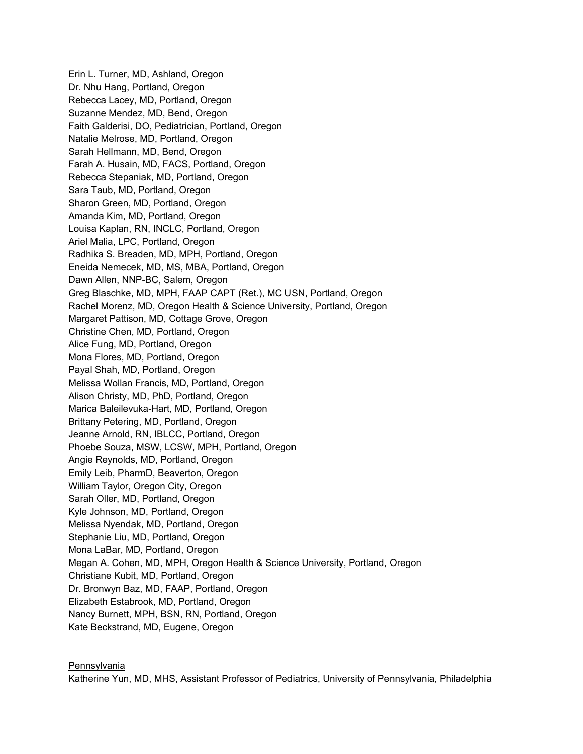Erin L. Turner, MD, Ashland, Oregon
Dr. Nhu Hang, Portland, Oregon
Rebecca Lacey, MD, Portland, Oregon
Suzanne Mendez, MD, Bend, Oregon
Faith Galderisi, DO, Pediatrician, Portland, Oregon
Natalie Melrose, MD, Portland, Oregon
Sarah Hellmann, MD, Bend, Oregon
Farah A. Husain, MD, FACS, Portland, Oregon
Rebecca Stepaniak, MD, Portland, Oregon
Sara Taub, MD, Portland, Oregon
Sharon Green, MD, Portland, Oregon
Amanda Kim, MD, Portland, Oregon
Louisa Kaplan, RN, INCLC, Portland, Oregon
Ariel Malia, LPC, Portland, Oregon
Radhika S. Breaden, MD, MPH, Portland, Oregon
Eneida Nemecek, MD, MS, MBA, Portland, Oregon
Dawn Allen, NNP-BC, Salem, Oregon
Greg Blaschke, MD, MPH, FAAP CAPT (Ret.), MC USN, Portland, Oregon
Rachel Morenz, MD, Oregon Health & Science University, Portland, Oregon
Margaret Pattison, MD, Cottage Grove, Oregon
Christine Chen, MD, Portland, Oregon
Alice Fung, MD, Portland, Oregon
Mona Flores, MD, Portland, Oregon
Payal Shah, MD, Portland, Oregon
Melissa Wollan Francis, MD, Portland, Oregon
Alison Christy, MD, PhD, Portland, Oregon
Marica Baleilevuka-Hart, MD, Portland, Oregon
Brittany Petering, MD, Portland, Oregon
Jeanne Arnold, RN, IBLCC, Portland, Oregon
Phoebe Souza, MSW, LCSW, MPH, Portland, Oregon
Angie Reynolds, MD, Portland, Oregon
Emily Leib, PharmD, Beaverton, Oregon
William Taylor, Oregon City, Oregon
Sarah Oller, MD, Portland, Oregon
Kyle Johnson, MD, Portland, Oregon
Melissa Nyendak, MD, Portland, Oregon
Stephanie Liu, MD, Portland, Oregon
Mona LaBar, MD, Portland, Oregon
Megan A. Cohen, MD, MPH, Oregon Health & Science University, Portland, Oregon
Christiane Kubit, MD, Portland, Oregon
Dr. Bronwyn Baz, MD, FAAP, Portland, Oregon
Elizabeth Estabrook, MD, Portland, Oregon
Nancy Burnett, MPH, BSN, RN, Portland, Oregon
Kate Beckstrand, MD, Eugene, Oregon

<u>Pennsylvania</u>

Katherine Yun, MD, MHS, Assistant Professor of Pediatrics, University of Pennsylvania, Philadelphia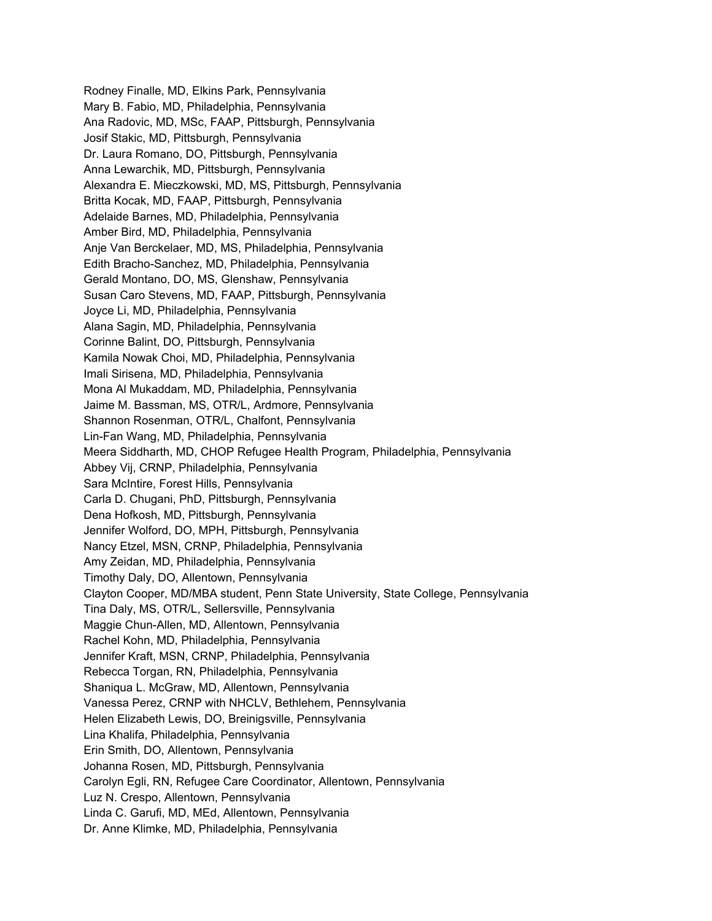Rodney Finalle, MD, Elkins Park, Pennsylvania
Mary B. Fabio, MD, Philadelphia, Pennsylvania
Ana Radovic, MD, MSc, FAAP, Pittsburgh, Pennsylvania
Josif Stakic, MD, Pittsburgh, Pennsylvania
Dr. Laura Romano, DO, Pittsburgh, Pennsylvania
Anna Lewarchik, MD, Pittsburgh, Pennsylvania
Alexandra E. Mieczkowski, MD, MS, Pittsburgh, Pennsylvania
Britta Kocak, MD, FAAP, Pittsburgh, Pennsylvania
Adelaide Barnes, MD, Philadelphia, Pennsylvania
Amber Bird, MD, Philadelphia, Pennsylvania
Anje Van Berckelaer, MD, MS, Philadelphia, Pennsylvania
Edith Bracho-Sanchez, MD, Philadelphia, Pennsylvania
Gerald Montano, DO, MS, Glenshaw, Pennsylvania
Susan Caro Stevens, MD, FAAP, Pittsburgh, Pennsylvania
Joyce Li, MD, Philadelphia, Pennsylvania
Alana Sagin, MD, Philadelphia, Pennsylvania
Corinne Balint, DO, Pittsburgh, Pennsylvania
Kamila Nowak Choi, MD, Philadelphia, Pennsylvania
Imali Sirisena, MD, Philadelphia, Pennsylvania
Mona Al Mukaddam, MD, Philadelphia, Pennsylvania
Jaime M. Bassman, MS, OTR/L, Ardmore, Pennsylvania
Shannon Rosenman, OTR/L, Chalfont, Pennsylvania
Lin-Fan Wang, MD, Philadelphia, Pennsylvania
Meera Siddharth, MD, CHOP Refugee Health Program, Philadelphia, Pennsylvania
Abbey Vij, CRNP, Philadelphia, Pennsylvania
Sara McIntire, Forest Hills, Pennsylvania
Carla D. Chugani, PhD, Pittsburgh, Pennsylvania
Dena Hofkosh, MD, Pittsburgh, Pennsylvania
Jennifer Wolford, DO, MPH, Pittsburgh, Pennsylvania
Nancy Etzel, MSN, CRNP, Philadelphia, Pennsylvania
Amy Zeidan, MD, Philadelphia, Pennsylvania
Timothy Daly, DO, Allentown, Pennsylvania
Clayton Cooper, MD/MBA student, Penn State University, State College, Pennsylvania
Tina Daly, MS, OTR/L, Sellersville, Pennsylvania
Maggie Chun-Allen, MD, Allentown, Pennsylvania
Rachel Kohn, MD, Philadelphia, Pennsylvania
Jennifer Kraft, MSN, CRNP, Philadelphia, Pennsylvania
Rebecca Torgan, RN, Philadelphia, Pennsylvania
Shaniqua L. McGraw, MD, Allentown, Pennsylvania
Vanessa Perez, CRNP with NHCLV, Bethlehem, Pennsylvania
Helen Elizabeth Lewis, DO, Breinigsville, Pennsylvania
Lina Khalifa, Philadelphia, Pennsylvania
Erin Smith, DO, Allentown, Pennsylvania
Johanna Rosen, MD, Pittsburgh, Pennsylvania
Carolyn Egli, RN, Refugee Care Coordinator, Allentown, Pennsylvania
Luz N. Crespo, Allentown, Pennsylvania
Linda C. Garufi, MD, MEd, Allentown, Pennsylvania
Dr. Anne Klimke, MD, Philadelphia, Pennsylvania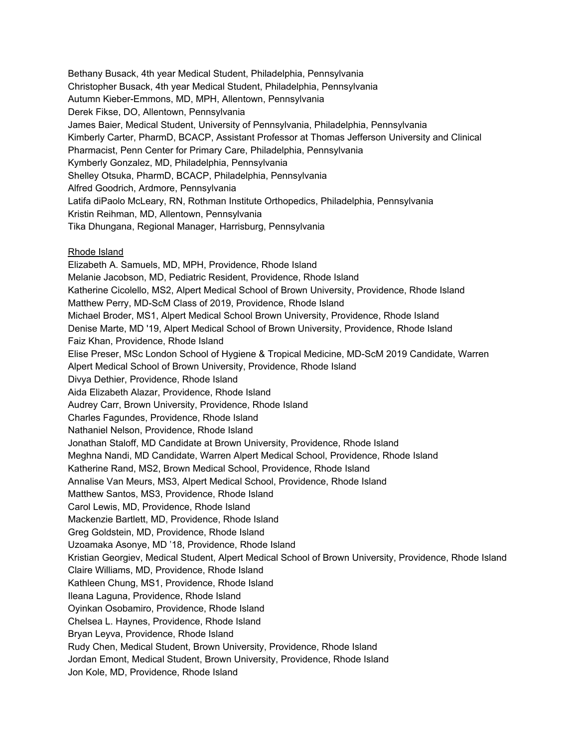Bethany Busack, 4th year Medical Student, Philadelphia, Pennsylvania
Christopher Busack, 4th year Medical Student, Philadelphia, Pennsylvania
Autumn Kieber-Emmons, MD, MPH, Allentown, Pennsylvania
Derek Fikse, DO, Allentown, Pennsylvania
James Baier, Medical Student, University of Pennsylvania, Philadelphia, Pennsylvania
Kimberly Carter, PharmD, BCACP, Assistant Professor at Thomas Jefferson University and Clinical Pharmacist, Penn Center for Primary Care, Philadelphia, Pennsylvania
Kymberly Gonzalez, MD, Philadelphia, Pennsylvania
Shelley Otsuka, PharmD, BCACP, Philadelphia, Pennsylvania
Alfred Goodrich, Ardmore, Pennsylvania
Latifa diPaolo McLeary, RN, Rothman Institute Orthopedics, Philadelphia, Pennsylvania
Kristin Reihman, MD, Allentown, Pennsylvania
Tika Dhungana, Regional Manager, Harrisburg, Pennsylvania

<u>Rhode Island</u>

Elizabeth A. Samuels, MD, MPH, Providence, Rhode Island
Melanie Jacobson, MD, Pediatric Resident, Providence, Rhode Island
Katherine Cicolello, MS2, Alpert Medical School of Brown University, Providence, Rhode Island
Matthew Perry, MD-ScM Class of 2019, Providence, Rhode Island
Michael Broder, MS1, Alpert Medical School Brown University, Providence, Rhode Island
Denise Marte, MD '19, Alpert Medical School of Brown University, Providence, Rhode Island
Faiz Khan, Providence, Rhode Island
Elise Preser, MSc London School of Hygiene & Tropical Medicine, MD-ScM 2019 Candidate, Warren Alpert Medical School of Brown University, Providence, Rhode Island
Divya Dethier, Providence, Rhode Island
Aida Elizabeth Alazar, Providence, Rhode Island
Audrey Carr, Brown University, Providence, Rhode Island
Charles Fagundes, Providence, Rhode Island
Nathaniel Nelson, Providence, Rhode Island
Jonathan Staloff, MD Candidate at Brown University, Providence, Rhode Island
Meghna Nandi, MD Candidate, Warren Alpert Medical School, Providence, Rhode Island
Katherine Rand, MS2, Brown Medical School, Providence, Rhode Island
Annalise Van Meurs, MS3, Alpert Medical School, Providence, Rhode Island
Matthew Santos, MS3, Providence, Rhode Island
Carol Lewis, MD, Providence, Rhode Island
Mackenzie Bartlett, MD, Providence, Rhode Island
Greg Goldstein, MD, Providence, Rhode Island
Uzoamaka Asonye, MD '18, Providence, Rhode Island
Kristian Georgiev, Medical Student, Alpert Medical School of Brown University, Providence, Rhode Island
Claire Williams, MD, Providence, Rhode Island
Kathleen Chung, MS1, Providence, Rhode Island
Ileana Laguna, Providence, Rhode Island
Oyinkan Osobamiro, Providence, Rhode Island
Chelsea L. Haynes, Providence, Rhode Island
Bryan Leyva, Providence, Rhode Island
Rudy Chen, Medical Student, Brown University, Providence, Rhode Island
Jordan Emont, Medical Student, Brown University, Providence, Rhode Island
Jon Kole, MD, Providence, Rhode Island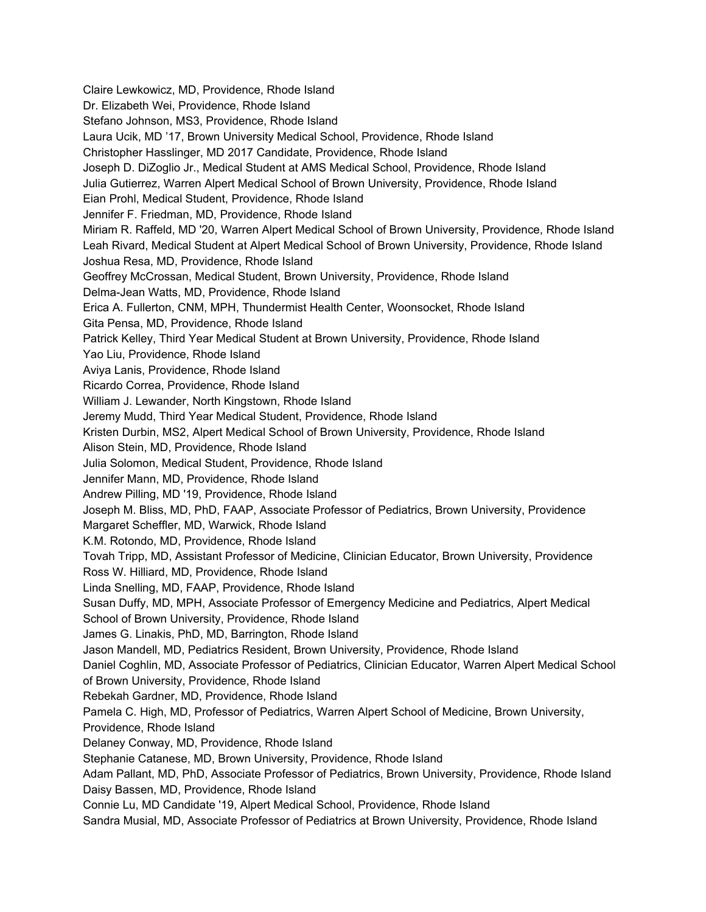Claire Lewkowicz, MD, Providence, Rhode Island
Dr. Elizabeth Wei, Providence, Rhode Island
Stefano Johnson, MS3, Providence, Rhode Island
Laura Ucik, MD ’17, Brown University Medical School, Providence, Rhode Island
Christopher Hasslinger, MD 2017 Candidate, Providence, Rhode Island
Joseph D. DiZoglio Jr., Medical Student at AMS Medical School, Providence, Rhode Island
Julia Gutierrez, Warren Alpert Medical School of Brown University, Providence, Rhode Island
Eian Prohl, Medical Student, Providence, Rhode Island
Jennifer F. Friedman, MD, Providence, Rhode Island
Miriam R. Raffeld, MD '20, Warren Alpert Medical School of Brown University, Providence, Rhode Island
Leah Rivard, Medical Student at Alpert Medical School of Brown University, Providence, Rhode Island
Joshua Resa, MD, Providence, Rhode Island
Geoffrey McCrossan, Medical Student, Brown University, Providence, Rhode Island
Delma-Jean Watts, MD, Providence, Rhode Island
Erica A. Fullerton, CNM, MPH, Thundermist Health Center, Woonsocket, Rhode Island
Gita Pensa, MD, Providence, Rhode Island
Patrick Kelley, Third Year Medical Student at Brown University, Providence, Rhode Island
Yao Liu, Providence, Rhode Island
Aviya Lanis, Providence, Rhode Island
Ricardo Correa, Providence, Rhode Island
William J. Lewander, North Kingstown, Rhode Island
Jeremy Mudd, Third Year Medical Student, Providence, Rhode Island
Kristen Durbin, MS2, Alpert Medical School of Brown University, Providence, Rhode Island
Alison Stein, MD, Providence, Rhode Island
Julia Solomon, Medical Student, Providence, Rhode Island
Jennifer Mann, MD, Providence, Rhode Island
Andrew Pilling, MD '19, Providence, Rhode Island
Joseph M. Bliss, MD, PhD, FAAP, Associate Professor of Pediatrics, Brown University, Providence
Margaret Scheffler, MD, Warwick, Rhode Island
K.M. Rotondo, MD, Providence, Rhode Island
Tovah Tripp, MD, Assistant Professor of Medicine, Clinician Educator, Brown University, Providence
Ross W. Hilliard, MD, Providence, Rhode Island
Linda Snelling, MD, FAAP, Providence, Rhode Island
Susan Duffy, MD, MPH, Associate Professor of Emergency Medicine and Pediatrics, Alpert Medical School of Brown University, Providence, Rhode Island
James G. Linakis, PhD, MD, Barrington, Rhode Island
Jason Mandell, MD, Pediatrics Resident, Brown University, Providence, Rhode Island
Daniel Coghlin, MD, Associate Professor of Pediatrics, Clinician Educator, Warren Alpert Medical School of Brown University, Providence, Rhode Island
Rebekah Gardner, MD, Providence, Rhode Island
Pamela C. High, MD, Professor of Pediatrics, Warren Alpert School of Medicine, Brown University, Providence, Rhode Island
Delaney Conway, MD, Providence, Rhode Island
Stephanie Catanese, MD, Brown University, Providence, Rhode Island
Adam Pallant, MD, PhD, Associate Professor of Pediatrics, Brown University, Providence, Rhode Island
Daisy Bassen, MD, Providence, Rhode Island
Connie Lu, MD Candidate '19, Alpert Medical School, Providence, Rhode Island
Sandra Musial, MD, Associate Professor of Pediatrics at Brown University, Providence, Rhode Island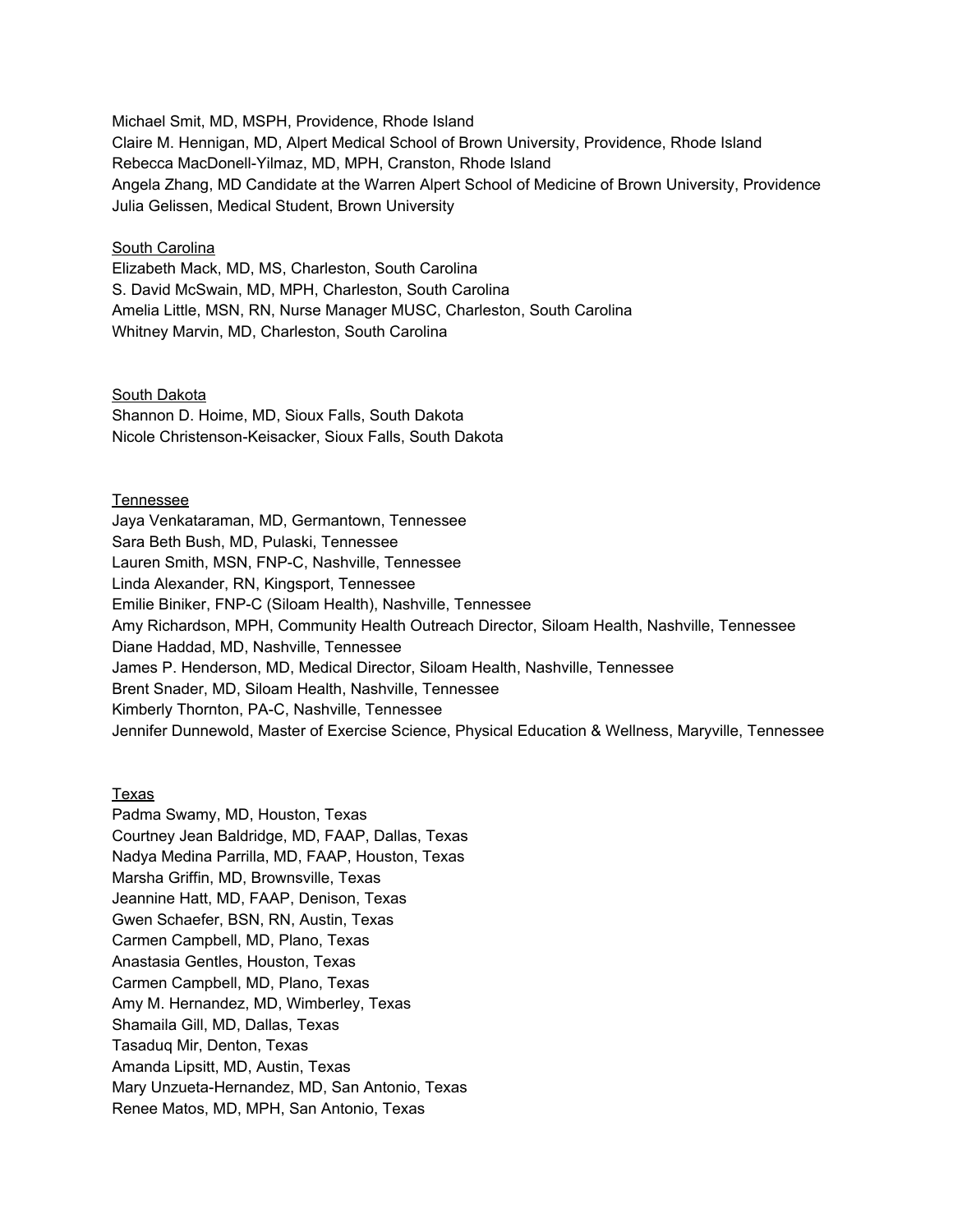Michael Smit, MD, MSPH, Providence, Rhode Island
Claire M. Hennigan, MD, Alpert Medical School of Brown University, Providence, Rhode Island
Rebecca MacDonell-Yilmaz, MD, MPH, Cranston, Rhode Island
Angela Zhang, MD Candidate at the Warren Alpert School of Medicine of Brown University, Providence
Julia Gelissen, Medical Student, Brown University

South Carolina
Elizabeth Mack, MD, MS, Charleston, South Carolina
S. David McSwain, MD, MPH, Charleston, South Carolina
Amelia Little, MSN, RN, Nurse Manager MUSC, Charleston, South Carolina
Whitney Marvin, MD, Charleston, South Carolina

South Dakota
Shannon D. Hoime, MD, Sioux Falls, South Dakota
Nicole Christenson-Keisacker, Sioux Falls, South Dakota

Tennessee
Jaya Venkataraman, MD, Germantown, Tennessee
Sara Beth Bush, MD, Pulaski, Tennessee
Lauren Smith, MSN, FNP-C, Nashville, Tennessee
Linda Alexander, RN, Kingsport, Tennessee
Emilie Biniker, FNP-C (Siloam Health), Nashville, Tennessee
Amy Richardson, MPH, Community Health Outreach Director, Siloam Health, Nashville, Tennessee
Diane Haddad, MD, Nashville, Tennessee
James P. Henderson, MD, Medical Director, Siloam Health, Nashville, Tennessee
Brent Snader, MD, Siloam Health, Nashville, Tennessee
Kimberly Thornton, PA-C, Nashville, Tennessee
Jennifer Dunnewold, Master of Exercise Science, Physical Education & Wellness, Maryville, Tennessee

Texas
Padma Swamy, MD, Houston, Texas
Courtney Jean Baldridge, MD, FAAP, Dallas, Texas
Nadya Medina Parrilla, MD, FAAP, Houston, Texas
Marsha Griffin, MD, Brownsville, Texas
Jeannine Hatt, MD, FAAP, Denison, Texas
Gwen Schaefer, BSN, RN, Austin, Texas
Carmen Campbell, MD, Plano, Texas
Anastasia Gentles, Houston, Texas
Carmen Campbell, MD, Plano, Texas
Amy M. Hernandez, MD, Wimberley, Texas
Shamaila Gill, MD, Dallas, Texas
Tasaduq Mir, Denton, Texas
Amanda Lipsitt, MD, Austin, Texas
Mary Unzueta-Hernandez, MD, San Antonio, Texas
Renee Matos, MD, MPH, San Antonio, Texas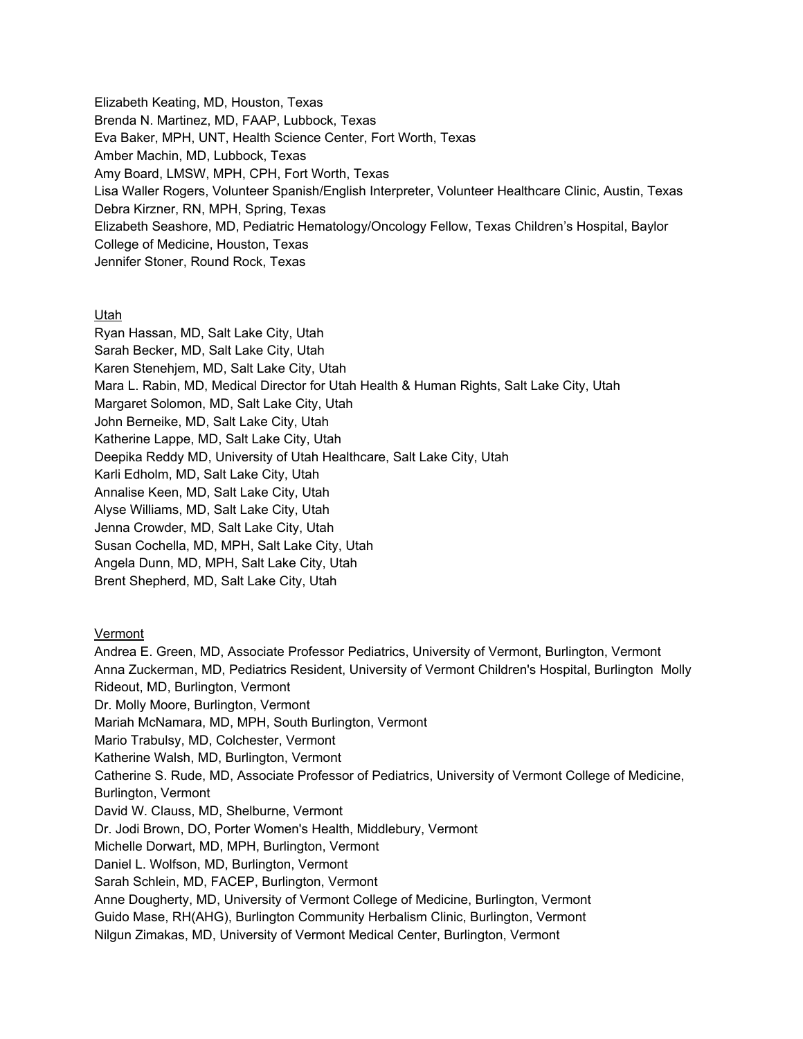Elizabeth Keating, MD, Houston, Texas
Brenda N. Martinez, MD, FAAP, Lubbock, Texas
Eva Baker, MPH, UNT, Health Science Center, Fort Worth, Texas
Amber Machin, MD, Lubbock, Texas
Amy Board, LMSW, MPH, CPH, Fort Worth, Texas
Lisa Waller Rogers, Volunteer Spanish/English Interpreter, Volunteer Healthcare Clinic, Austin, Texas
Debra Kirzner, RN, MPH, Spring, Texas
Elizabeth Seashore, MD, Pediatric Hematology/Oncology Fellow, Texas Children's Hospital, Baylor College of Medicine, Houston, Texas
Jennifer Stoner, Round Rock, Texas

<u>Utah</u>

Ryan Hassan, MD, Salt Lake City, Utah
Sarah Becker, MD, Salt Lake City, Utah
Karen Stenehjem, MD, Salt Lake City, Utah
Mara L. Rabin, MD, Medical Director for Utah Health & Human Rights, Salt Lake City, Utah
Margaret Solomon, MD, Salt Lake City, Utah
John Berneike, MD, Salt Lake City, Utah
Katherine Lappe, MD, Salt Lake City, Utah
Deepika Reddy MD, University of Utah Healthcare, Salt Lake City, Utah
Karli Edholm, MD, Salt Lake City, Utah
Annalise Keen, MD, Salt Lake City, Utah
Alyse Williams, MD, Salt Lake City, Utah
Jenna Crowder, MD, Salt Lake City, Utah
Susan Cochella, MD, MPH, Salt Lake City, Utah
Angela Dunn, MD, MPH, Salt Lake City, Utah
Brent Shepherd, MD, Salt Lake City, Utah

<u>Vermont</u>

Andrea E. Green, MD, Associate Professor Pediatrics, University of Vermont, Burlington, Vermont
Anna Zuckerman, MD, Pediatrics Resident, University of Vermont Children's Hospital, Burlington Molly Rideout, MD, Burlington, Vermont
Dr. Molly Moore, Burlington, Vermont
Mariah McNamara, MD, MPH, South Burlington, Vermont
Mario Trabulsy, MD, Colchester, Vermont
Katherine Walsh, MD, Burlington, Vermont
Catherine S. Rude, MD, Associate Professor of Pediatrics, University of Vermont College of Medicine, Burlington, Vermont
David W. Clauss, MD, Shelburne, Vermont
Dr. Jodi Brown, DO, Porter Women's Health, Middlebury, Vermont
Michelle Dorwart, MD, MPH, Burlington, Vermont
Daniel L. Wolfson, MD, Burlington, Vermont
Sarah Schlein, MD, FACEP, Burlington, Vermont
Anne Dougherty, MD, University of Vermont College of Medicine, Burlington, Vermont
Guido Mase, RH(AHG), Burlington Community Herbalism Clinic, Burlington, Vermont
Nilgun Zimakas, MD, University of Vermont Medical Center, Burlington, Vermont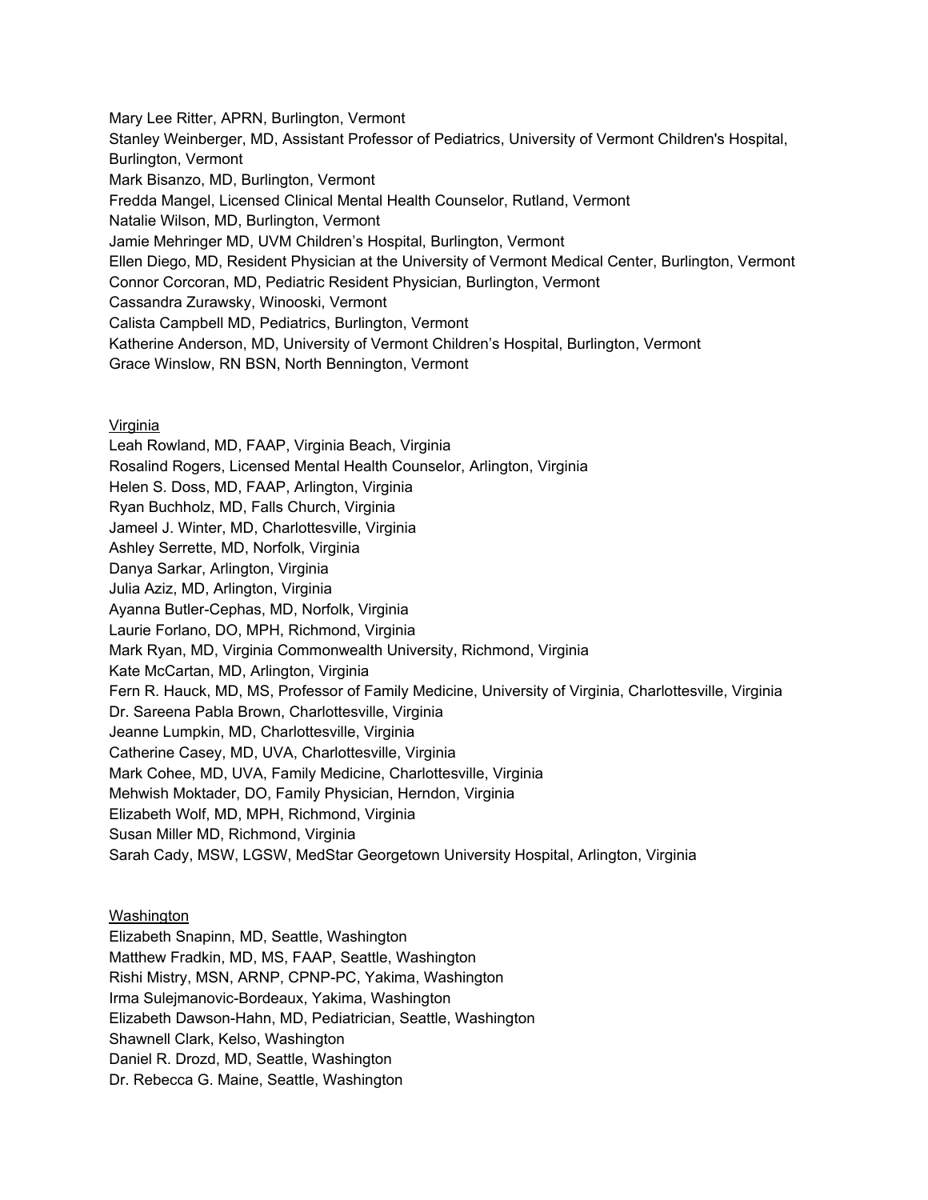Mary Lee Ritter, APRN, Burlington, Vermont
Stanley Weinberger, MD, Assistant Professor of Pediatrics, University of Vermont Children's Hospital, Burlington, Vermont
Mark Bisanzo, MD, Burlington, Vermont
Fredda Mangel, Licensed Clinical Mental Health Counselor, Rutland, Vermont
Natalie Wilson, MD, Burlington, Vermont
Jamie Mehringer MD, UVM Children's Hospital, Burlington, Vermont
Ellen Diego, MD, Resident Physician at the University of Vermont Medical Center, Burlington, Vermont
Connor Corcoran, MD, Pediatric Resident Physician, Burlington, Vermont
Cassandra Zurawsky, Winooski, Vermont
Calista Campbell MD, Pediatrics, Burlington, Vermont
Katherine Anderson, MD, University of Vermont Children's Hospital, Burlington, Vermont
Grace Winslow, RN BSN, North Bennington, Vermont

<u>Virginia</u>
Leah Rowland, MD, FAAP, Virginia Beach, Virginia
Rosalind Rogers, Licensed Mental Health Counselor, Arlington, Virginia
Helen S. Doss, MD, FAAP, Arlington, Virginia
Ryan Buchholz, MD, Falls Church, Virginia
Jameel J. Winter, MD, Charlottesville, Virginia
Ashley Serrette, MD, Norfolk, Virginia
Danya Sarkar, Arlington, Virginia
Julia Aziz, MD, Arlington, Virginia
Ayanna Butler-Cephas, MD, Norfolk, Virginia
Laurie Forlano, DO, MPH, Richmond, Virginia
Mark Ryan, MD, Virginia Commonwealth University, Richmond, Virginia
Kate McCartan, MD, Arlington, Virginia
Fern R. Hauck, MD, MS, Professor of Family Medicine, University of Virginia, Charlottesville, Virginia
Dr. Sareena Pabla Brown, Charlottesville, Virginia
Jeanne Lumpkin, MD, Charlottesville, Virginia
Catherine Casey, MD, UVA, Charlottesville, Virginia
Mark Cohee, MD, UVA, Family Medicine, Charlottesville, Virginia
Mehwish Moktader, DO, Family Physician, Herndon, Virginia
Elizabeth Wolf, MD, MPH, Richmond, Virginia
Susan Miller MD, Richmond, Virginia
Sarah Cady, MSW, LGSW, MedStar Georgetown University Hospital, Arlington, Virginia

<u>Washington</u>
Elizabeth Snapinn, MD, Seattle, Washington
Matthew Fradkin, MD, MS, FAAP, Seattle, Washington
Rishi Mistry, MSN, ARNP, CPNP-PC, Yakima, Washington
Irma Sulejmanovic-Bordeaux, Yakima, Washington
Elizabeth Dawson-Hahn, MD, Pediatrician, Seattle, Washington
Shawnell Clark, Kelso, Washington
Daniel R. Drozd, MD, Seattle, Washington
Dr. Rebecca G. Maine, Seattle, Washington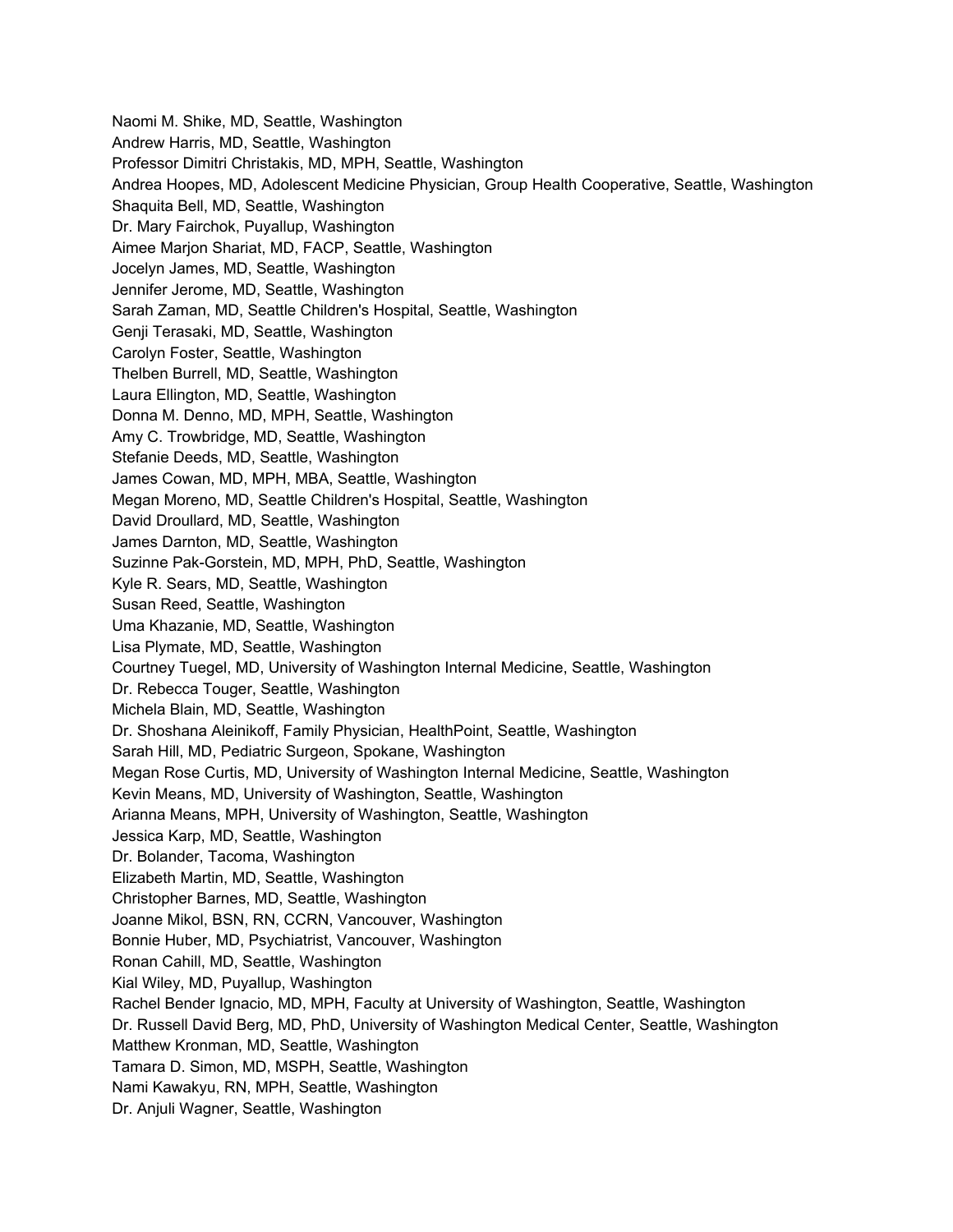Naomi M. Shike, MD, Seattle, Washington
Andrew Harris, MD, Seattle, Washington
Professor Dimitri Christakis, MD, MPH, Seattle, Washington
Andrea Hoopes, MD, Adolescent Medicine Physician, Group Health Cooperative, Seattle, Washington
Shaquita Bell, MD, Seattle, Washington
Dr. Mary Fairchok, Puyallup, Washington
Aimee Marjon Shariat, MD, FACP, Seattle, Washington
Jocelyn James, MD, Seattle, Washington
Jennifer Jerome, MD, Seattle, Washington
Sarah Zaman, MD, Seattle Children's Hospital, Seattle, Washington
Genji Terasaki, MD, Seattle, Washington
Carolyn Foster, Seattle, Washington
Thelben Burrell, MD, Seattle, Washington
Laura Ellington, MD, Seattle, Washington
Donna M. Denno, MD, MPH, Seattle, Washington
Amy C. Trowbridge, MD, Seattle, Washington
Stefanie Deeds, MD, Seattle, Washington
James Cowan, MD, MPH, MBA, Seattle, Washington
Megan Moreno, MD, Seattle Children's Hospital, Seattle, Washington
David Droullard, MD, Seattle, Washington
James Darnton, MD, Seattle, Washington
Suzinne Pak-Gorstein, MD, MPH, PhD, Seattle, Washington
Kyle R. Sears, MD, Seattle, Washington
Susan Reed, Seattle, Washington
Uma Khazanie, MD, Seattle, Washington
Lisa Plymate, MD, Seattle, Washington
Courtney Tuegel, MD, University of Washington Internal Medicine, Seattle, Washington
Dr. Rebecca Touger, Seattle, Washington
Michela Blain, MD, Seattle, Washington
Dr. Shoshana Aleinikoff, Family Physician, HealthPoint, Seattle, Washington
Sarah Hill, MD, Pediatric Surgeon, Spokane, Washington
Megan Rose Curtis, MD, University of Washington Internal Medicine, Seattle, Washington
Kevin Means, MD, University of Washington, Seattle, Washington
Arianna Means, MPH, University of Washington, Seattle, Washington
Jessica Karp, MD, Seattle, Washington
Dr. Bolander, Tacoma, Washington
Elizabeth Martin, MD, Seattle, Washington
Christopher Barnes, MD, Seattle, Washington
Joanne Mikol, BSN, RN, CCRN, Vancouver, Washington
Bonnie Huber, MD, Psychiatrist, Vancouver, Washington
Ronan Cahill, MD, Seattle, Washington
Kial Wiley, MD, Puyallup, Washington
Rachel Bender Ignacio, MD, MPH, Faculty at University of Washington, Seattle, Washington
Dr. Russell David Berg, MD, PhD, University of Washington Medical Center, Seattle, Washington
Matthew Kronman, MD, Seattle, Washington
Tamara D. Simon, MD, MSPH, Seattle, Washington
Nami Kawakyu, RN, MPH, Seattle, Washington
Dr. Anjuli Wagner, Seattle, Washington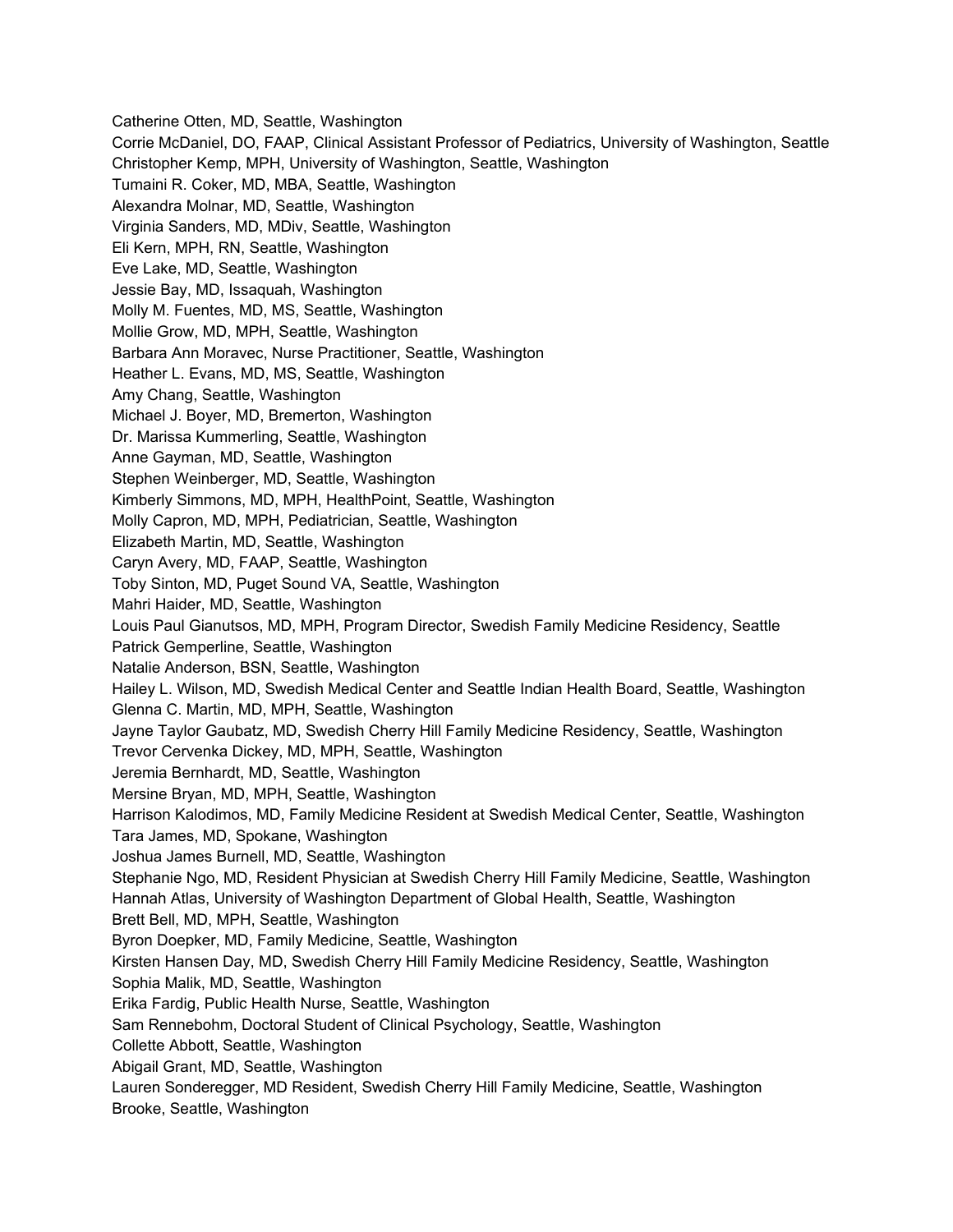Catherine Otten, MD, Seattle, Washington
Corrie McDaniel, DO, FAAP, Clinical Assistant Professor of Pediatrics, University of Washington, Seattle
Christopher Kemp, MPH, University of Washington, Seattle, Washington
Tumaini R. Coker, MD, MBA, Seattle, Washington
Alexandra Molnar, MD, Seattle, Washington
Virginia Sanders, MD, MDiv, Seattle, Washington
Eli Kern, MPH, RN, Seattle, Washington
Eve Lake, MD, Seattle, Washington
Jessie Bay, MD, Issaquah, Washington
Molly M. Fuentes, MD, MS, Seattle, Washington
Mollie Grow, MD, MPH, Seattle, Washington
Barbara Ann Moravec, Nurse Practitioner, Seattle, Washington
Heather L. Evans, MD, MS, Seattle, Washington
Amy Chang, Seattle, Washington
Michael J. Boyer, MD, Bremerton, Washington
Dr. Marissa Kummerling, Seattle, Washington
Anne Gayman, MD, Seattle, Washington
Stephen Weinberger, MD, Seattle, Washington
Kimberly Simmons, MD, MPH, HealthPoint, Seattle, Washington
Molly Capron, MD, MPH, Pediatrician, Seattle, Washington
Elizabeth Martin, MD, Seattle, Washington
Caryn Avery, MD, FAAP, Seattle, Washington
Toby Sinton, MD, Puget Sound VA, Seattle, Washington
Mahri Haider, MD, Seattle, Washington
Louis Paul Gianutsos, MD, MPH, Program Director, Swedish Family Medicine Residency, Seattle
Patrick Gemperline, Seattle, Washington
Natalie Anderson, BSN, Seattle, Washington
Hailey L. Wilson, MD, Swedish Medical Center and Seattle Indian Health Board, Seattle, Washington
Glenna C. Martin, MD, MPH, Seattle, Washington
Jayne Taylor Gaubatz, MD, Swedish Cherry Hill Family Medicine Residency, Seattle, Washington
Trevor Cervenka Dickey, MD, MPH, Seattle, Washington
Jeremia Bernhardt, MD, Seattle, Washington
Mersine Bryan, MD, MPH, Seattle, Washington
Harrison Kalodimos, MD, Family Medicine Resident at Swedish Medical Center, Seattle, Washington
Tara James, MD, Spokane, Washington
Joshua James Burnell, MD, Seattle, Washington
Stephanie Ngo, MD, Resident Physician at Swedish Cherry Hill Family Medicine, Seattle, Washington
Hannah Atlas, University of Washington Department of Global Health, Seattle, Washington
Brett Bell, MD, MPH, Seattle, Washington
Byron Doepker, MD, Family Medicine, Seattle, Washington
Kirsten Hansen Day, MD, Swedish Cherry Hill Family Medicine Residency, Seattle, Washington
Sophia Malik, MD, Seattle, Washington
Erika Fardig, Public Health Nurse, Seattle, Washington
Sam Rennebohm, Doctoral Student of Clinical Psychology, Seattle, Washington
Collette Abbott, Seattle, Washington
Abigail Grant, MD, Seattle, Washington
Lauren Sonderegger, MD Resident, Swedish Cherry Hill Family Medicine, Seattle, Washington
Brooke, Seattle, Washington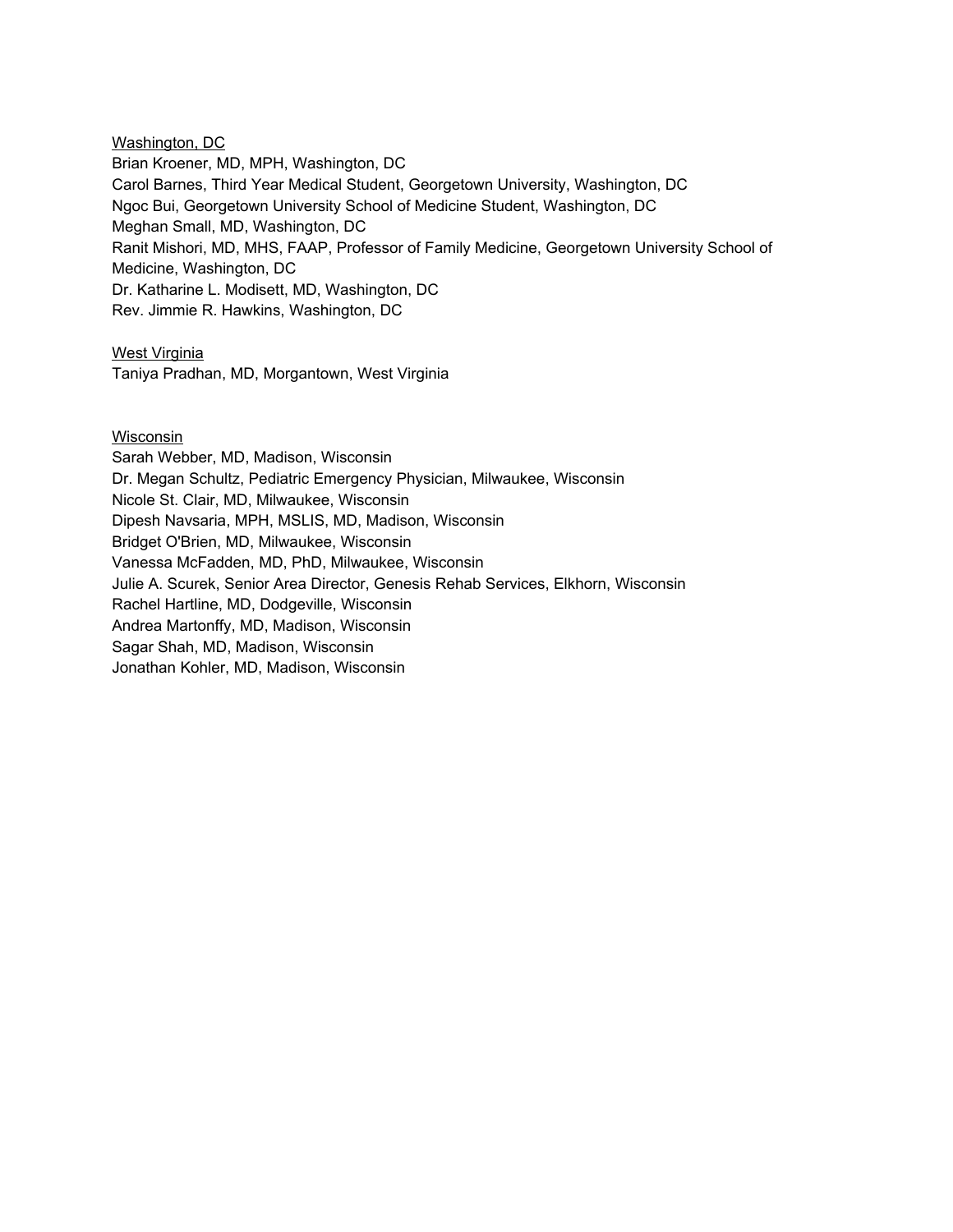Washington, DC

Brian Kroener, MD, MPH, Washington, DC
Carol Barnes, Third Year Medical Student, Georgetown University, Washington, DC
Ngoc Bui, Georgetown University School of Medicine Student, Washington, DC
Meghan Small, MD, Washington, DC
Ranit Mishori, MD, MHS, FAAP, Professor of Family Medicine, Georgetown University School of Medicine, Washington, DC
Dr. Katharine L. Modisett, MD, Washington, DC
Rev. Jimmie R. Hawkins, Washington, DC

West Virginia

Taniya Pradhan, MD, Morgantown, West Virginia

Wisconsin

Sarah Webber, MD, Madison, Wisconsin
Dr. Megan Schultz, Pediatric Emergency Physician, Milwaukee, Wisconsin
Nicole St. Clair, MD, Milwaukee, Wisconsin
Dipesh Navsaria, MPH, MSLIS, MD, Madison, Wisconsin
Bridget O'Brien, MD, Milwaukee, Wisconsin
Vanessa McFadden, MD, PhD, Milwaukee, Wisconsin
Julie A. Scurek, Senior Area Director, Genesis Rehab Services, Elkhorn, Wisconsin
Rachel Hartline, MD, Dodgeville, Wisconsin
Andrea Martonffy, MD, Madison, Wisconsin
Sagar Shah, MD, Madison, Wisconsin
Jonathan Kohler, MD, Madison, Wisconsin